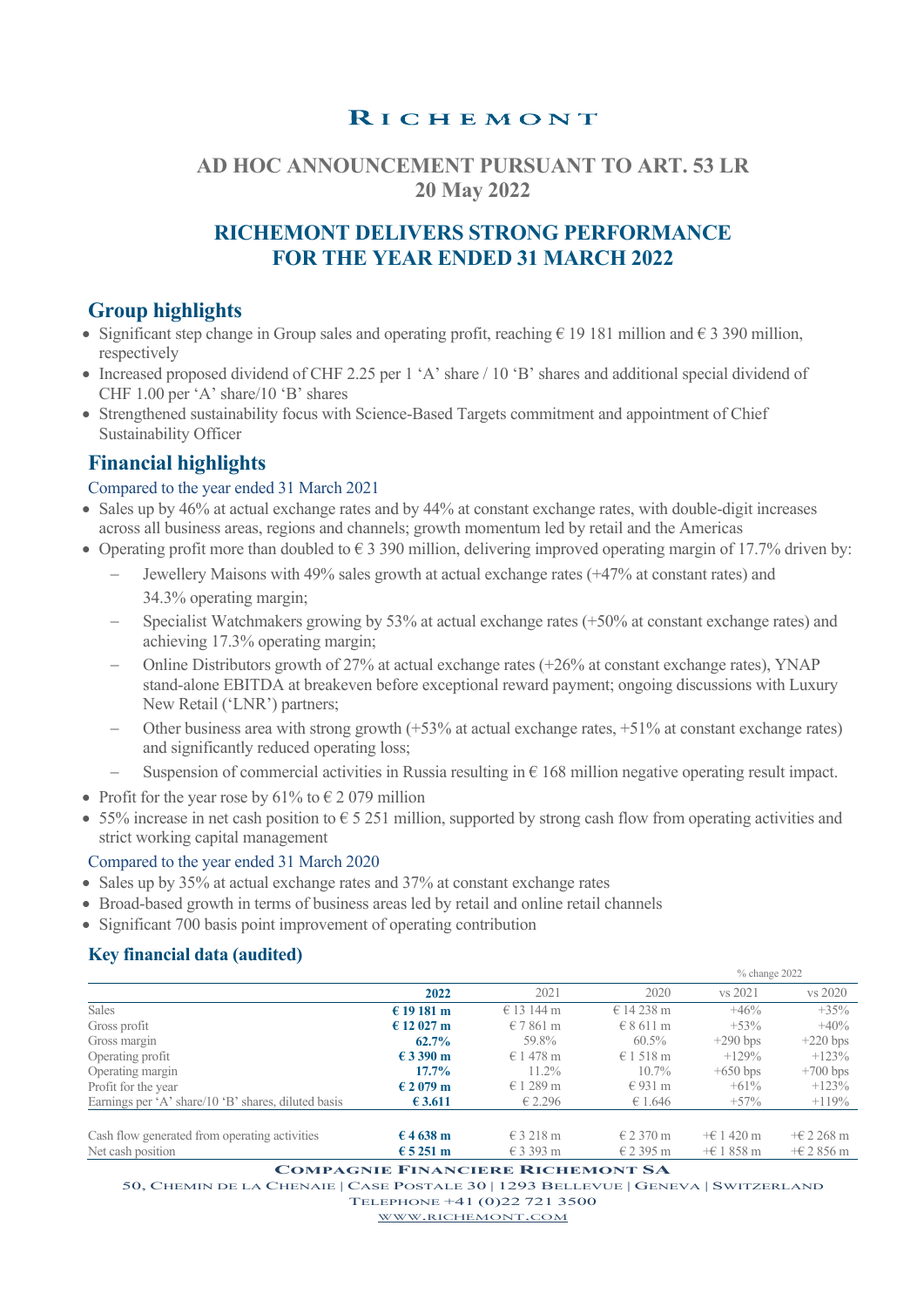# RICHEMONT

## AD HOC ANNOUNCEMENT PURSUANT TO ART. 53 LR
## 20 May 2022

## RICHEMONT DELIVERS STRONG PERFORMANCE FOR THE YEAR ENDED 31 MARCH 2022

## Group highlights

- Significant step change in Group sales and operating profit, reaching € 19 181 million and € 3 390 million, respectively
- Increased proposed dividend of CHF 2.25 per 1 'A' share / 10 'B' shares and additional special dividend of CHF 1.00 per 'A' share/10 'B' shares
- Strengthened sustainability focus with Science-Based Targets commitment and appointment of Chief Sustainability Officer

## Financial highlights

### Compared to the year ended 31 March 2021

- Sales up by 46% at actual exchange rates and by 44% at constant exchange rates, with double-digit increases across all business areas, regions and channels; growth momentum led by retail and the Americas
- Operating profit more than doubled to € 3 390 million, delivering improved operating margin of 17.7% driven by:
  - Jewellery Maisons with 49% sales growth at actual exchange rates (+47% at constant rates) and 34.3% operating margin;
  - Specialist Watchmakers growing by 53% at actual exchange rates (+50% at constant exchange rates) and achieving 17.3% operating margin;
  - Online Distributors growth of 27% at actual exchange rates (+26% at constant exchange rates), YNAP stand-alone EBITDA at breakeven before exceptional reward payment; ongoing discussions with Luxury New Retail ('LNR') partners;
  - Other business area with strong growth (+53% at actual exchange rates, +51% at constant exchange rates) and significantly reduced operating loss;
  - Suspension of commercial activities in Russia resulting in € 168 million negative operating result impact.
- Profit for the year rose by 61% to € 2 079 million
- 55% increase in net cash position to € 5 251 million, supported by strong cash flow from operating activities and strict working capital management

### Compared to the year ended 31 March 2020

- Sales up by 35% at actual exchange rates and 37% at constant exchange rates
- Broad-based growth in terms of business areas led by retail and online retail channels
- Significant 700 basis point improvement of operating contribution

### Key financial data (audited)

| | | | | % change 2022 | |
|---|---|---|---|---|---|
| | **2022** | 2021 | 2020 | vs 2021 | vs 2020 |
| Sales | **€ 19 181 m** | € 13 144 m | € 14 238 m | +46% | +35% |
| Gross profit | **€ 12 027 m** | € 7 861 m | € 8 611 m | +53% | +40% |
| Gross margin | **62.7%** | 59.8% | 60.5% | +290 bps | +220 bps |
| Operating profit | **€ 3 390 m** | € 1 478 m | € 1 518 m | +129% | +123% |
| Operating margin | **17.7%** | 11.2% | 10.7% | +650 bps | +700 bps |
| Profit for the year | **€ 2 079 m** | € 1 289 m | € 931 m | +61% | +123% |
| Earnings per 'A' share/10 'B' shares, diluted basis | **€ 3.611** | € 2.296 | € 1.646 | +57% | +119% |
| | | | | | |
| Cash flow generated from operating activities | **€ 4 638 m** | € 3 218 m | € 2 370 m | +€ 1 420 m | +€ 2 268 m |
| Net cash position | **€ 5 251 m** | € 3 393 m | € 2 395 m | +€ 1 858 m | +€ 2 856 m |

COMPAGNIE FINANCIERE RICHEMONT SA
50, CHEMIN DE LA CHENAIE | CASE POSTALE 30 | 1293 BELLEVUE | GENEVA | SWITZERLAND
TELEPHONE +41 (0)22 721 3500
WWW.RICHEMONT.COM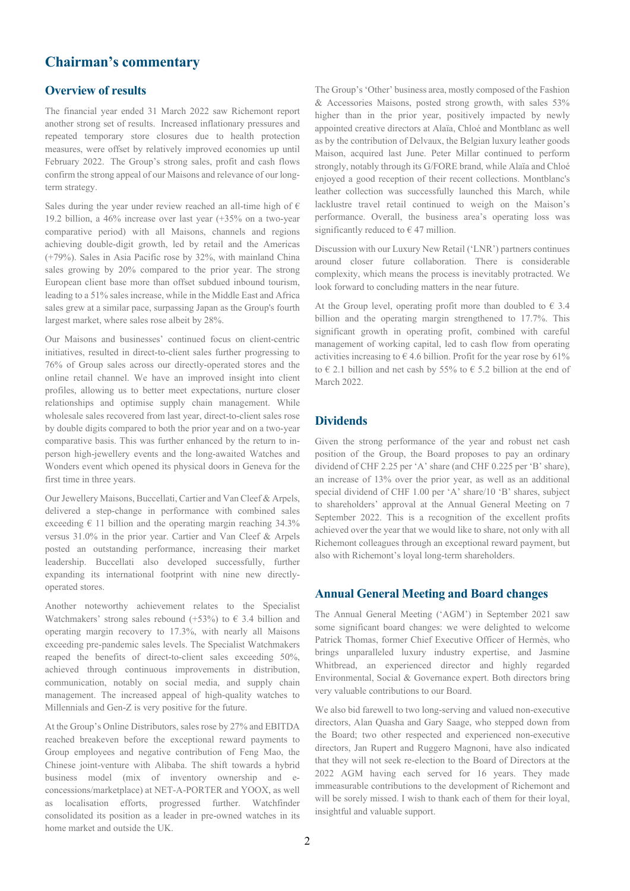# Chairman's commentary

## Overview of results

The financial year ended 31 March 2022 saw Richemont report another strong set of results. Increased inflationary pressures and repeated temporary store closures due to health protection measures, were offset by relatively improved economies up until February 2022. The Group's strong sales, profit and cash flows confirm the strong appeal of our Maisons and relevance of our long-term strategy.

Sales during the year under review reached an all-time high of € 19.2 billion, a 46% increase over last year (+35% on a two-year comparative period) with all Maisons, channels and regions achieving double-digit growth, led by retail and the Americas (+79%). Sales in Asia Pacific rose by 32%, with mainland China sales growing by 20% compared to the prior year. The strong European client base more than offset subdued inbound tourism, leading to a 51% sales increase, while in the Middle East and Africa sales grew at a similar pace, surpassing Japan as the Group's fourth largest market, where sales rose albeit by 28%.

Our Maisons and businesses' continued focus on client-centric initiatives, resulted in direct-to-client sales further progressing to 76% of Group sales across our directly-operated stores and the online retail channel. We have an improved insight into client profiles, allowing us to better meet expectations, nurture closer relationships and optimise supply chain management. While wholesale sales recovered from last year, direct-to-client sales rose by double digits compared to both the prior year and on a two-year comparative basis. This was further enhanced by the return to in-person high-jewellery events and the long-awaited Watches and Wonders event which opened its physical doors in Geneva for the first time in three years.

Our Jewellery Maisons, Buccellati, Cartier and Van Cleef & Arpels, delivered a step-change in performance with combined sales exceeding € 11 billion and the operating margin reaching 34.3% versus 31.0% in the prior year. Cartier and Van Cleef & Arpels posted an outstanding performance, increasing their market leadership. Buccellati also developed successfully, further expanding its international footprint with nine new directly-operated stores.

Another noteworthy achievement relates to the Specialist Watchmakers' strong sales rebound (+53%) to € 3.4 billion and operating margin recovery to 17.3%, with nearly all Maisons exceeding pre-pandemic sales levels. The Specialist Watchmakers reaped the benefits of direct-to-client sales exceeding 50%, achieved through continuous improvements in distribution, communication, notably on social media, and supply chain management. The increased appeal of high-quality watches to Millennials and Gen-Z is very positive for the future.

At the Group's Online Distributors, sales rose by 27% and EBITDA reached breakeven before the exceptional reward payments to Group employees and negative contribution of Feng Mao, the Chinese joint-venture with Alibaba. The shift towards a hybrid business model (mix of inventory ownership and e-concessions/marketplace) at NET-A-PORTER and YOOX, as well as localisation efforts, progressed further. Watchfinder consolidated its position as a leader in pre-owned watches in its home market and outside the UK.

The Group's 'Other' business area, mostly composed of the Fashion & Accessories Maisons, posted strong growth, with sales 53% higher than in the prior year, positively impacted by newly appointed creative directors at Alaïa, Chloé and Montblanc as well as by the contribution of Delvaux, the Belgian luxury leather goods Maison, acquired last June. Peter Millar continued to perform strongly, notably through its G/FORE brand, while Alaïa and Chloé enjoyed a good reception of their recent collections. Montblanc's leather collection was successfully launched this March, while lacklustre travel retail continued to weigh on the Maison's performance. Overall, the business area's operating loss was significantly reduced to € 47 million.

Discussion with our Luxury New Retail ('LNR') partners continues around closer future collaboration. There is considerable complexity, which means the process is inevitably protracted. We look forward to concluding matters in the near future.

At the Group level, operating profit more than doubled to € 3.4 billion and the operating margin strengthened to 17.7%. This significant growth in operating profit, combined with careful management of working capital, led to cash flow from operating activities increasing to € 4.6 billion. Profit for the year rose by 61% to € 2.1 billion and net cash by 55% to € 5.2 billion at the end of March 2022.

## Dividends

Given the strong performance of the year and robust net cash position of the Group, the Board proposes to pay an ordinary dividend of CHF 2.25 per 'A' share (and CHF 0.225 per 'B' share), an increase of 13% over the prior year, as well as an additional special dividend of CHF 1.00 per 'A' share/10 'B' shares, subject to shareholders' approval at the Annual General Meeting on 7 September 2022. This is a recognition of the excellent profits achieved over the year that we would like to share, not only with all Richemont colleagues through an exceptional reward payment, but also with Richemont's loyal long-term shareholders.

## Annual General Meeting and Board changes

The Annual General Meeting ('AGM') in September 2021 saw some significant board changes: we were delighted to welcome Patrick Thomas, former Chief Executive Officer of Hermès, who brings unparalleled luxury industry expertise, and Jasmine Whitbread, an experienced director and highly regarded Environmental, Social & Governance expert. Both directors bring very valuable contributions to our Board.

We also bid farewell to two long-serving and valued non-executive directors, Alan Quasha and Gary Saage, who stepped down from the Board; two other respected and experienced non-executive directors, Jan Rupert and Ruggero Magnoni, have also indicated that they will not seek re-election to the Board of Directors at the 2022 AGM having each served for 16 years. They made immeasurable contributions to the development of Richemont and will be sorely missed. I wish to thank each of them for their loyal, insightful and valuable support.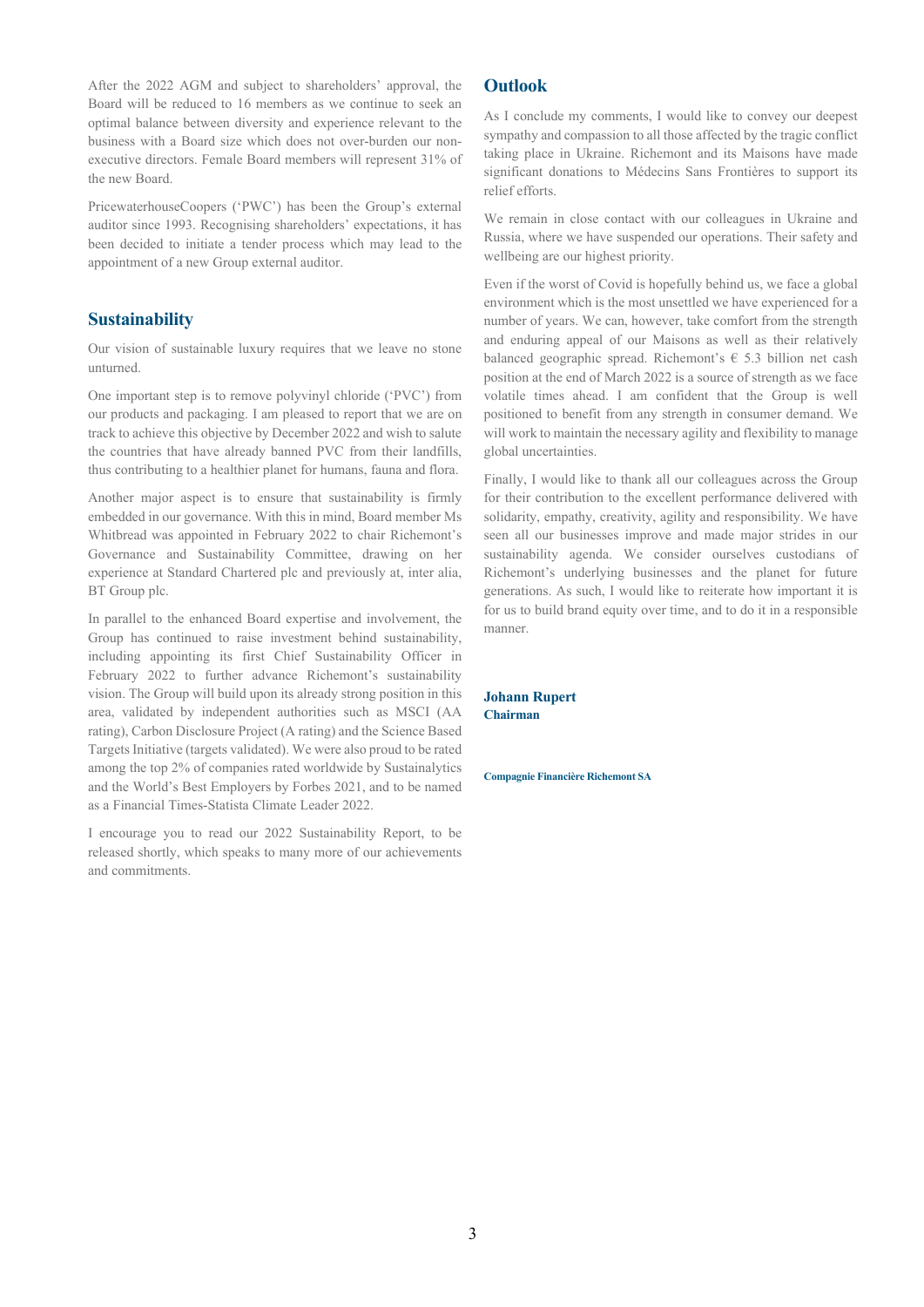After the 2022 AGM and subject to shareholders' approval, the Board will be reduced to 16 members as we continue to seek an optimal balance between diversity and experience relevant to the business with a Board size which does not over-burden our non-executive directors. Female Board members will represent 31% of the new Board.

PricewaterhouseCoopers ('PWC') has been the Group's external auditor since 1993. Recognising shareholders' expectations, it has been decided to initiate a tender process which may lead to the appointment of a new Group external auditor.

## Sustainability

Our vision of sustainable luxury requires that we leave no stone unturned.

One important step is to remove polyvinyl chloride ('PVC') from our products and packaging. I am pleased to report that we are on track to achieve this objective by December 2022 and wish to salute the countries that have already banned PVC from their landfills, thus contributing to a healthier planet for humans, fauna and flora.

Another major aspect is to ensure that sustainability is firmly embedded in our governance. With this in mind, Board member Ms Whitbread was appointed in February 2022 to chair Richemont's Governance and Sustainability Committee, drawing on her experience at Standard Chartered plc and previously at, inter alia, BT Group plc.

In parallel to the enhanced Board expertise and involvement, the Group has continued to raise investment behind sustainability, including appointing its first Chief Sustainability Officer in February 2022 to further advance Richemont's sustainability vision. The Group will build upon its already strong position in this area, validated by independent authorities such as MSCI (AA rating), Carbon Disclosure Project (A rating) and the Science Based Targets Initiative (targets validated). We were also proud to be rated among the top 2% of companies rated worldwide by Sustainalytics and the World's Best Employers by Forbes 2021, and to be named as a Financial Times-Statista Climate Leader 2022.

I encourage you to read our 2022 Sustainability Report, to be released shortly, which speaks to many more of our achievements and commitments.

## Outlook

As I conclude my comments, I would like to convey our deepest sympathy and compassion to all those affected by the tragic conflict taking place in Ukraine. Richemont and its Maisons have made significant donations to Médecins Sans Frontières to support its relief efforts.

We remain in close contact with our colleagues in Ukraine and Russia, where we have suspended our operations. Their safety and wellbeing are our highest priority.

Even if the worst of Covid is hopefully behind us, we face a global environment which is the most unsettled we have experienced for a number of years. We can, however, take comfort from the strength and enduring appeal of our Maisons as well as their relatively balanced geographic spread. Richemont's € 5.3 billion net cash position at the end of March 2022 is a source of strength as we face volatile times ahead. I am confident that the Group is well positioned to benefit from any strength in consumer demand. We will work to maintain the necessary agility and flexibility to manage global uncertainties.

Finally, I would like to thank all our colleagues across the Group for their contribution to the excellent performance delivered with solidarity, empathy, creativity, agility and responsibility. We have seen all our businesses improve and made major strides in our sustainability agenda. We consider ourselves custodians of Richemont's underlying businesses and the planet for future generations. As such, I would like to reiterate how important it is for us to build brand equity over time, and to do it in a responsible manner.

**Johann Rupert**
**Chairman**

**Compagnie Financière Richemont SA**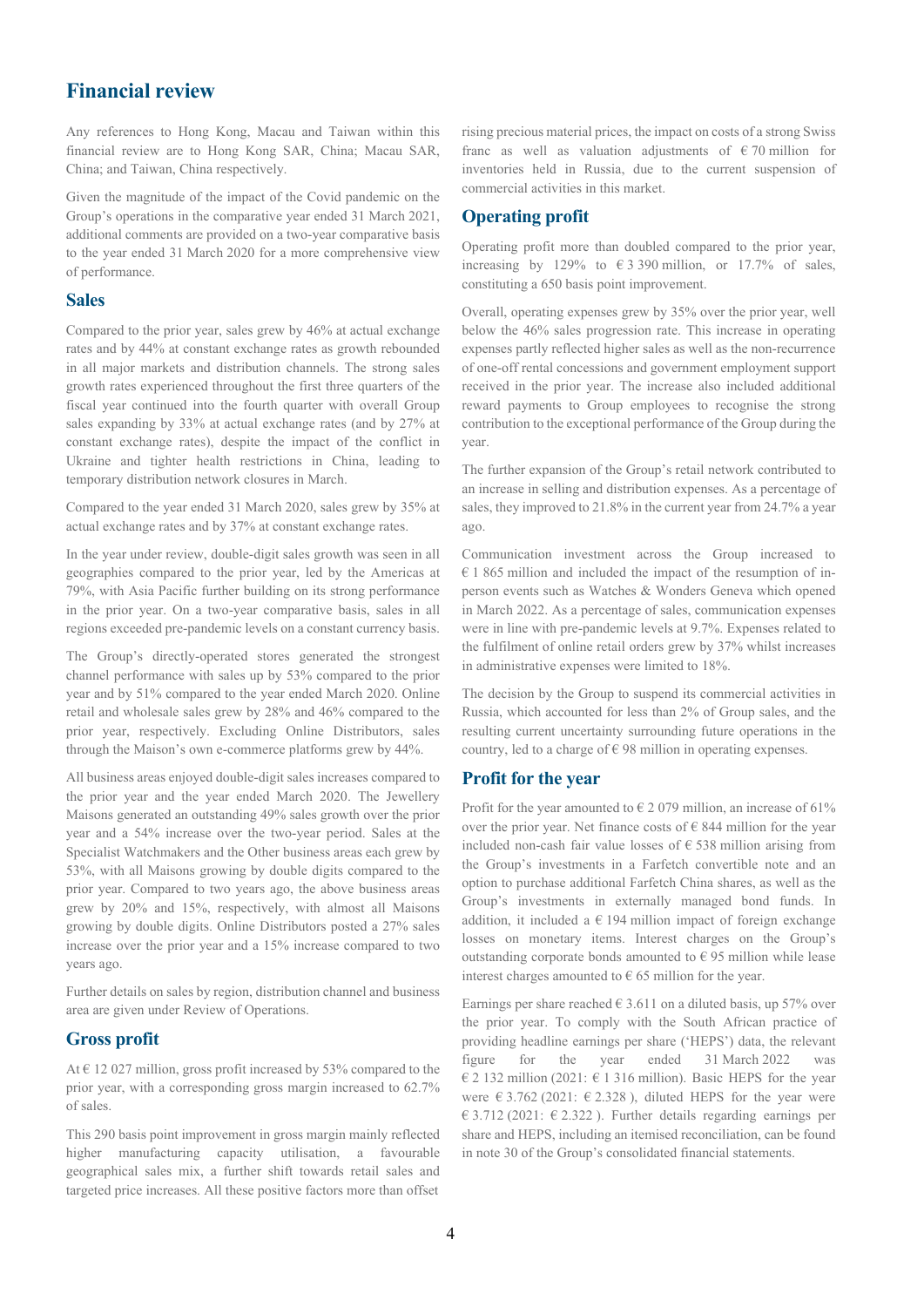# Financial review

Any references to Hong Kong, Macau and Taiwan within this financial review are to Hong Kong SAR, China; Macau SAR, China; and Taiwan, China respectively.

Given the magnitude of the impact of the Covid pandemic on the Group's operations in the comparative year ended 31 March 2021, additional comments are provided on a two-year comparative basis to the year ended 31 March 2020 for a more comprehensive view of performance.

## Sales

Compared to the prior year, sales grew by 46% at actual exchange rates and by 44% at constant exchange rates as growth rebounded in all major markets and distribution channels. The strong sales growth rates experienced throughout the first three quarters of the fiscal year continued into the fourth quarter with overall Group sales expanding by 33% at actual exchange rates (and by 27% at constant exchange rates), despite the impact of the conflict in Ukraine and tighter health restrictions in China, leading to temporary distribution network closures in March.

Compared to the year ended 31 March 2020, sales grew by 35% at actual exchange rates and by 37% at constant exchange rates.

In the year under review, double-digit sales growth was seen in all geographies compared to the prior year, led by the Americas at 79%, with Asia Pacific further building on its strong performance in the prior year. On a two-year comparative basis, sales in all regions exceeded pre-pandemic levels on a constant currency basis.

The Group's directly-operated stores generated the strongest channel performance with sales up by 53% compared to the prior year and by 51% compared to the year ended March 2020. Online retail and wholesale sales grew by 28% and 46% compared to the prior year, respectively. Excluding Online Distributors, sales through the Maison's own e-commerce platforms grew by 44%.

All business areas enjoyed double-digit sales increases compared to the prior year and the year ended March 2020. The Jewellery Maisons generated an outstanding 49% sales growth over the prior year and a 54% increase over the two-year period. Sales at the Specialist Watchmakers and the Other business areas each grew by 53%, with all Maisons growing by double digits compared to the prior year. Compared to two years ago, the above business areas grew by 20% and 15%, respectively, with almost all Maisons growing by double digits. Online Distributors posted a 27% sales increase over the prior year and a 15% increase compared to two years ago.

Further details on sales by region, distribution channel and business area are given under Review of Operations.

## Gross profit

At € 12 027 million, gross profit increased by 53% compared to the prior year, with a corresponding gross margin increased to 62.7% of sales.

This 290 basis point improvement in gross margin mainly reflected higher manufacturing capacity utilisation, a favourable geographical sales mix, a further shift towards retail sales and targeted price increases. All these positive factors more than offset rising precious material prices, the impact on costs of a strong Swiss franc as well as valuation adjustments of € 70 million for inventories held in Russia, due to the current suspension of commercial activities in this market.

## Operating profit

Operating profit more than doubled compared to the prior year, increasing by 129% to € 3 390 million, or 17.7% of sales, constituting a 650 basis point improvement.

Overall, operating expenses grew by 35% over the prior year, well below the 46% sales progression rate. This increase in operating expenses partly reflected higher sales as well as the non-recurrence of one-off rental concessions and government employment support received in the prior year. The increase also included additional reward payments to Group employees to recognise the strong contribution to the exceptional performance of the Group during the year.

The further expansion of the Group's retail network contributed to an increase in selling and distribution expenses. As a percentage of sales, they improved to 21.8% in the current year from 24.7% a year ago.

Communication investment across the Group increased to € 1 865 million and included the impact of the resumption of in-person events such as Watches & Wonders Geneva which opened in March 2022. As a percentage of sales, communication expenses were in line with pre-pandemic levels at 9.7%. Expenses related to the fulfilment of online retail orders grew by 37% whilst increases in administrative expenses were limited to 18%.

The decision by the Group to suspend its commercial activities in Russia, which accounted for less than 2% of Group sales, and the resulting current uncertainty surrounding future operations in the country, led to a charge of € 98 million in operating expenses.

## Profit for the year

Profit for the year amounted to € 2 079 million, an increase of 61% over the prior year. Net finance costs of € 844 million for the year included non-cash fair value losses of € 538 million arising from the Group's investments in a Farfetch convertible note and an option to purchase additional Farfetch China shares, as well as the Group's investments in externally managed bond funds. In addition, it included a € 194 million impact of foreign exchange losses on monetary items. Interest charges on the Group's outstanding corporate bonds amounted to € 95 million while lease interest charges amounted to € 65 million for the year.

Earnings per share reached € 3.611 on a diluted basis, up 57% over the prior year. To comply with the South African practice of providing headline earnings per share ('HEPS') data, the relevant figure for the year ended 31 March 2022 was € 2 132 million (2021: € 1 316 million). Basic HEPS for the year were € 3.762 (2021: € 2.328 ), diluted HEPS for the year were € 3.712 (2021: € 2.322 ). Further details regarding earnings per share and HEPS, including an itemised reconciliation, can be found in note 30 of the Group's consolidated financial statements.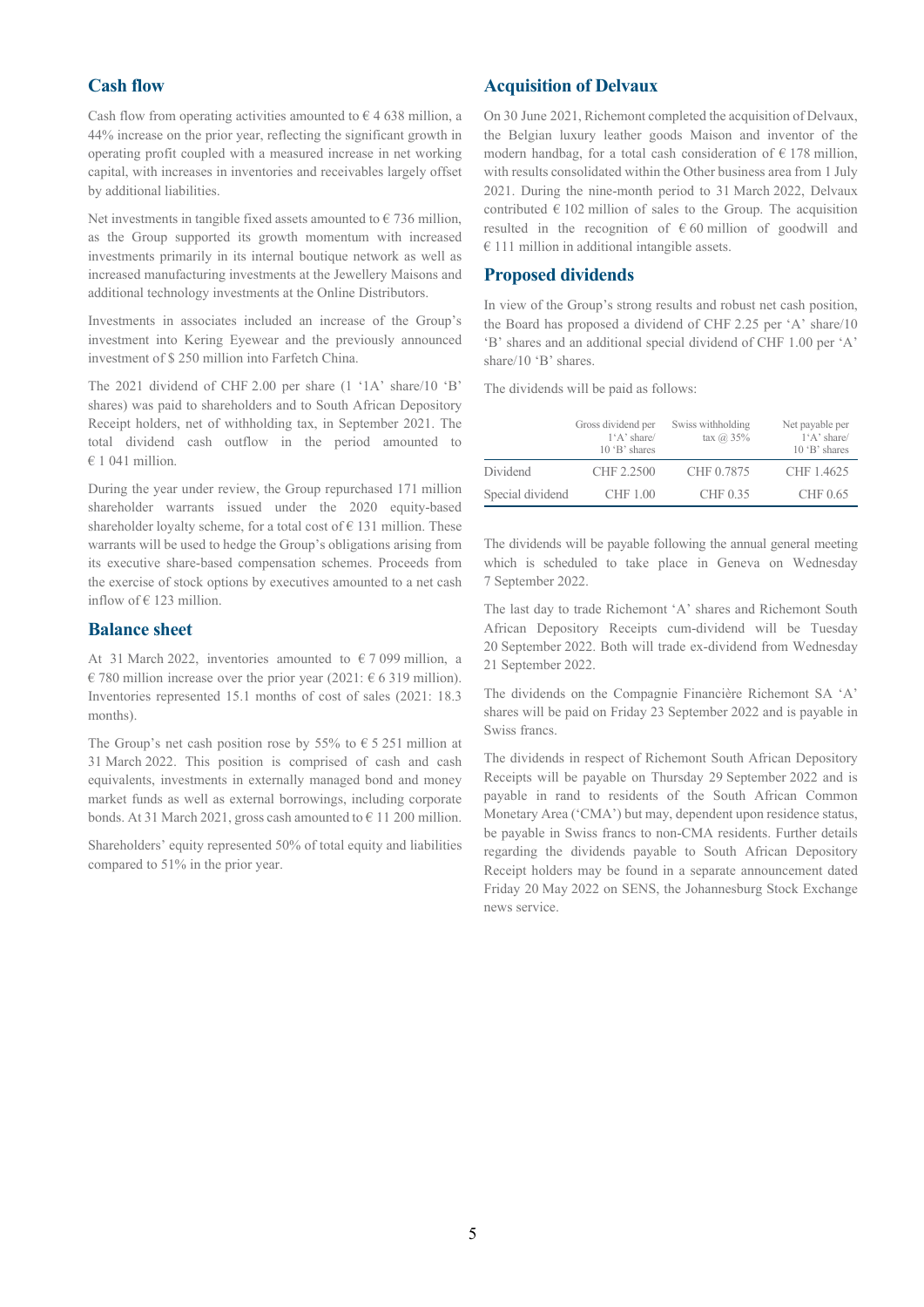## Cash flow

Cash flow from operating activities amounted to € 4 638 million, a 44% increase on the prior year, reflecting the significant growth in operating profit coupled with a measured increase in net working capital, with increases in inventories and receivables largely offset by additional liabilities.

Net investments in tangible fixed assets amounted to € 736 million, as the Group supported its growth momentum with increased investments primarily in its internal boutique network as well as increased manufacturing investments at the Jewellery Maisons and additional technology investments at the Online Distributors.

Investments in associates included an increase of the Group's investment into Kering Eyewear and the previously announced investment of $ 250 million into Farfetch China.

The 2021 dividend of CHF 2.00 per share (1 '1A' share/10 'B' shares) was paid to shareholders and to South African Depository Receipt holders, net of withholding tax, in September 2021. The total dividend cash outflow in the period amounted to € 1 041 million.

During the year under review, the Group repurchased 171 million shareholder warrants issued under the 2020 equity-based shareholder loyalty scheme, for a total cost of € 131 million. These warrants will be used to hedge the Group's obligations arising from its executive share-based compensation schemes. Proceeds from the exercise of stock options by executives amounted to a net cash inflow of € 123 million.

## Balance sheet

At 31 March 2022, inventories amounted to € 7 099 million, a € 780 million increase over the prior year (2021: € 6 319 million). Inventories represented 15.1 months of cost of sales (2021: 18.3 months).

The Group's net cash position rose by 55% to € 5 251 million at 31 March 2022. This position is comprised of cash and cash equivalents, investments in externally managed bond and money market funds as well as external borrowings, including corporate bonds. At 31 March 2021, gross cash amounted to € 11 200 million.

Shareholders' equity represented 50% of total equity and liabilities compared to 51% in the prior year.

## Acquisition of Delvaux

On 30 June 2021, Richemont completed the acquisition of Delvaux, the Belgian luxury leather goods Maison and inventor of the modern handbag, for a total cash consideration of € 178 million, with results consolidated within the Other business area from 1 July 2021. During the nine-month period to 31 March 2022, Delvaux contributed € 102 million of sales to the Group. The acquisition resulted in the recognition of € 60 million of goodwill and € 111 million in additional intangible assets.

## Proposed dividends

In view of the Group's strong results and robust net cash position, the Board has proposed a dividend of CHF 2.25 per 'A' share/10 'B' shares and an additional special dividend of CHF 1.00 per 'A' share/10 'B' shares.

The dividends will be paid as follows:

| | Gross dividend per 1'A' share/ 10 'B' shares | Swiss withholding tax @ 35% | Net payable per 1'A' share/ 10 'B' shares |
|---|---|---|---|
| Dividend | CHF 2.2500 | CHF 0.7875 | CHF 1.4625 |
| Special dividend | CHF 1.00 | CHF 0.35 | CHF 0.65 |

The dividends will be payable following the annual general meeting which is scheduled to take place in Geneva on Wednesday 7 September 2022.

The last day to trade Richemont 'A' shares and Richemont South African Depository Receipts cum-dividend will be Tuesday 20 September 2022. Both will trade ex-dividend from Wednesday 21 September 2022.

The dividends on the Compagnie Financière Richemont SA 'A' shares will be paid on Friday 23 September 2022 and is payable in Swiss francs.

The dividends in respect of Richemont South African Depository Receipts will be payable on Thursday 29 September 2022 and is payable in rand to residents of the South African Common Monetary Area ('CMA') but may, dependent upon residence status, be payable in Swiss francs to non-CMA residents. Further details regarding the dividends payable to South African Depository Receipt holders may be found in a separate announcement dated Friday 20 May 2022 on SENS, the Johannesburg Stock Exchange news service.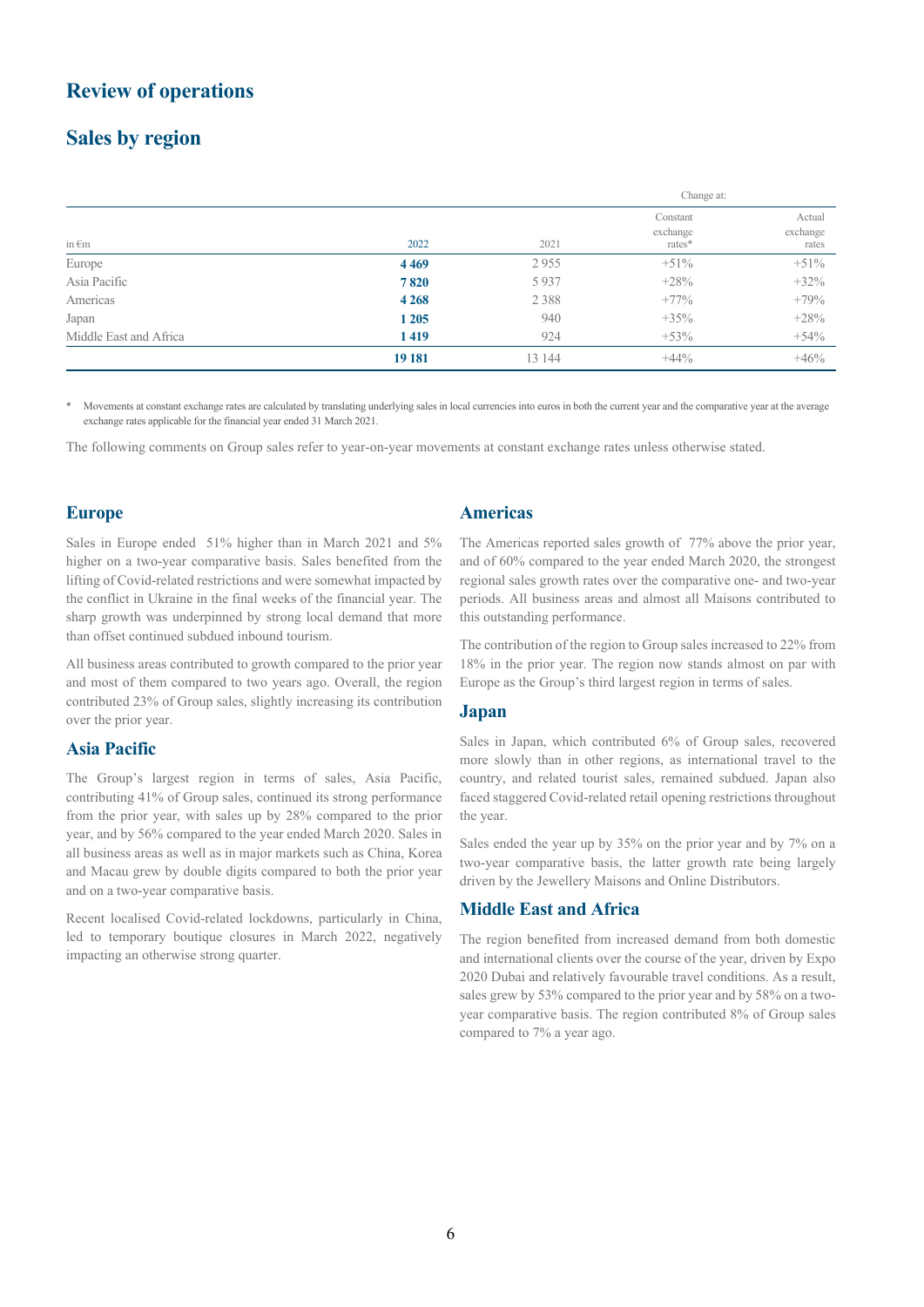# Review of operations

## Sales by region

| in €m | 2022 | 2021 | Change at: Constant exchange rates* | Actual exchange rates |
|---|---|---|---|---|
| Europe | **4 469** | 2 955 | +51% | +51% |
| Asia Pacific | **7 820** | 5 937 | +28% | +32% |
| Americas | **4 268** | 2 388 | +77% | +79% |
| Japan | **1 205** | 940 | +35% | +28% |
| Middle East and Africa | **1 419** | 924 | +53% | +54% |
| | **19 181** | 13 144 | +44% | +46% |

\* Movements at constant exchange rates are calculated by translating underlying sales in local currencies into euros in both the current year and the comparative year at the average exchange rates applicable for the financial year ended 31 March 2021.

The following comments on Group sales refer to year-on-year movements at constant exchange rates unless otherwise stated.

### Europe

Sales in Europe ended 51% higher than in March 2021 and 5% higher on a two-year comparative basis. Sales benefited from the lifting of Covid-related restrictions and were somewhat impacted by the conflict in Ukraine in the final weeks of the financial year. The sharp growth was underpinned by strong local demand that more than offset continued subdued inbound tourism.

All business areas contributed to growth compared to the prior year and most of them compared to two years ago. Overall, the region contributed 23% of Group sales, slightly increasing its contribution over the prior year.

### Asia Pacific

The Group's largest region in terms of sales, Asia Pacific, contributing 41% of Group sales, continued its strong performance from the prior year, with sales up by 28% compared to the prior year, and by 56% compared to the year ended March 2020. Sales in all business areas as well as in major markets such as China, Korea and Macau grew by double digits compared to both the prior year and on a two-year comparative basis.

Recent localised Covid-related lockdowns, particularly in China, led to temporary boutique closures in March 2022, negatively impacting an otherwise strong quarter.

### Americas

The Americas reported sales growth of 77% above the prior year, and of 60% compared to the year ended March 2020, the strongest regional sales growth rates over the comparative one- and two-year periods. All business areas and almost all Maisons contributed to this outstanding performance.

The contribution of the region to Group sales increased to 22% from 18% in the prior year. The region now stands almost on par with Europe as the Group's third largest region in terms of sales.

### Japan

Sales in Japan, which contributed 6% of Group sales, recovered more slowly than in other regions, as international travel to the country, and related tourist sales, remained subdued. Japan also faced staggered Covid-related retail opening restrictions throughout the year.

Sales ended the year up by 35% on the prior year and by 7% on a two-year comparative basis, the latter growth rate being largely driven by the Jewellery Maisons and Online Distributors.

### Middle East and Africa

The region benefited from increased demand from both domestic and international clients over the course of the year, driven by Expo 2020 Dubai and relatively favourable travel conditions. As a result, sales grew by 53% compared to the prior year and by 58% on a two-year comparative basis. The region contributed 8% of Group sales compared to 7% a year ago.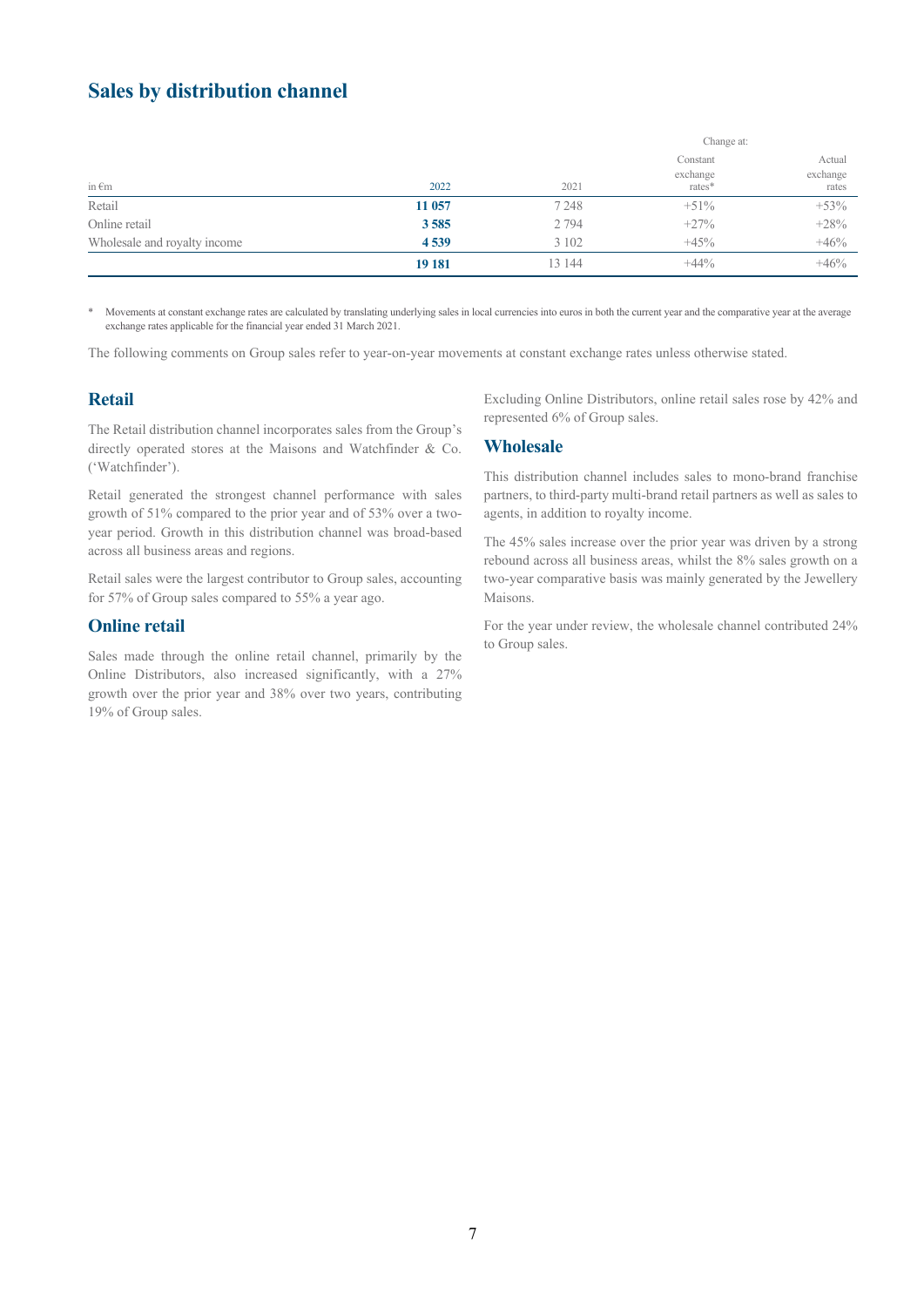## Sales by distribution channel

| in €m | 2022 | 2021 | Change at: Constant exchange rates* | Actual exchange rates |
|---|---|---|---|---|
| Retail | **11 057** | 7 248 | +51% | +53% |
| Online retail | **3 585** | 2 794 | +27% | +28% |
| Wholesale and royalty income | **4 539** | 3 102 | +45% | +46% |
| | **19 181** | 13 144 | +44% | +46% |

\* Movements at constant exchange rates are calculated by translating underlying sales in local currencies into euros in both the current year and the comparative year at the average exchange rates applicable for the financial year ended 31 March 2021.

The following comments on Group sales refer to year-on-year movements at constant exchange rates unless otherwise stated.

### Retail

The Retail distribution channel incorporates sales from the Group's directly operated stores at the Maisons and Watchfinder & Co. ('Watchfinder').

Retail generated the strongest channel performance with sales growth of 51% compared to the prior year and of 53% over a two-year period. Growth in this distribution channel was broad-based across all business areas and regions.

Retail sales were the largest contributor to Group sales, accounting for 57% of Group sales compared to 55% a year ago.

### Online retail

Sales made through the online retail channel, primarily by the Online Distributors, also increased significantly, with a 27% growth over the prior year and 38% over two years, contributing 19% of Group sales.

Excluding Online Distributors, online retail sales rose by 42% and represented 6% of Group sales.

### Wholesale

This distribution channel includes sales to mono-brand franchise partners, to third-party multi-brand retail partners as well as sales to agents, in addition to royalty income.

The 45% sales increase over the prior year was driven by a strong rebound across all business areas, whilst the 8% sales growth on a two-year comparative basis was mainly generated by the Jewellery Maisons.

For the year under review, the wholesale channel contributed 24% to Group sales.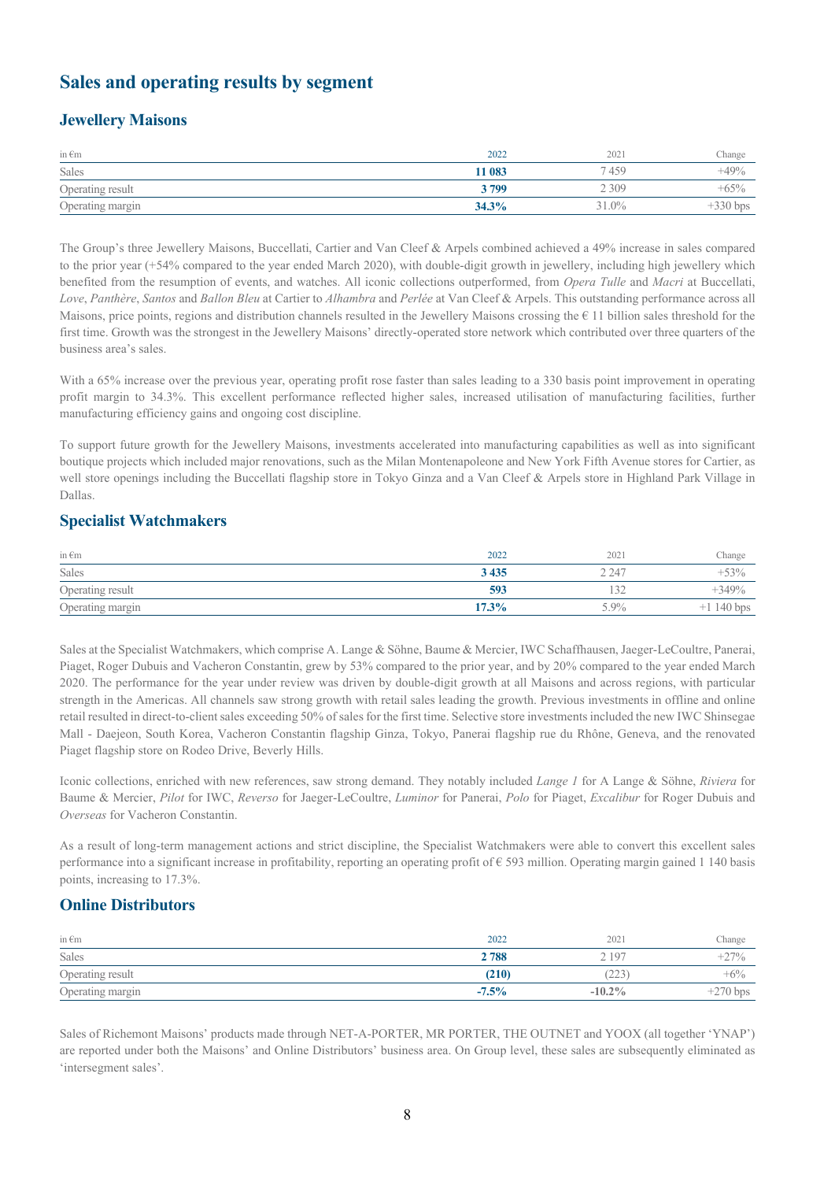## Sales and operating results by segment

### Jewellery Maisons

| in €m | 2022 | 2021 | Change |
|---|---|---|---|
| Sales | **11 083** | 7 459 | +49% |
| Operating result | **3 799** | 2 309 | +65% |
| Operating margin | **34.3%** | 31.0% | +330 bps |

The Group's three Jewellery Maisons, Buccellati, Cartier and Van Cleef & Arpels combined achieved a 49% increase in sales compared to the prior year (+54% compared to the year ended March 2020), with double-digit growth in jewellery, including high jewellery which benefited from the resumption of events, and watches. All iconic collections outperformed, from *Opera Tulle* and *Macri* at Buccellati, *Love*, *Panthère*, *Santos* and *Ballon Bleu* at Cartier to *Alhambra* and *Perlée* at Van Cleef & Arpels. This outstanding performance across all Maisons, price points, regions and distribution channels resulted in the Jewellery Maisons crossing the € 11 billion sales threshold for the first time. Growth was the strongest in the Jewellery Maisons' directly-operated store network which contributed over three quarters of the business area's sales.

With a 65% increase over the previous year, operating profit rose faster than sales leading to a 330 basis point improvement in operating profit margin to 34.3%. This excellent performance reflected higher sales, increased utilisation of manufacturing facilities, further manufacturing efficiency gains and ongoing cost discipline.

To support future growth for the Jewellery Maisons, investments accelerated into manufacturing capabilities as well as into significant boutique projects which included major renovations, such as the Milan Montenapoleone and New York Fifth Avenue stores for Cartier, as well store openings including the Buccellati flagship store in Tokyo Ginza and a Van Cleef & Arpels store in Highland Park Village in Dallas.

### Specialist Watchmakers

| in €m | 2022 | 2021 | Change |
|---|---|---|---|
| Sales | **3 435** | 2 247 | +53% |
| Operating result | **593** | 132 | +349% |
| Operating margin | **17.3%** | 5.9% | +1 140 bps |

Sales at the Specialist Watchmakers, which comprise A. Lange & Söhne, Baume & Mercier, IWC Schaffhausen, Jaeger-LeCoultre, Panerai, Piaget, Roger Dubuis and Vacheron Constantin, grew by 53% compared to the prior year, and by 20% compared to the year ended March 2020. The performance for the year under review was driven by double-digit growth at all Maisons and across regions, with particular strength in the Americas. All channels saw strong growth with retail sales leading the growth. Previous investments in offline and online retail resulted in direct-to-client sales exceeding 50% of sales for the first time. Selective store investments included the new IWC Shinsegae Mall - Daejeon, South Korea, Vacheron Constantin flagship Ginza, Tokyo, Panerai flagship rue du Rhône, Geneva, and the renovated Piaget flagship store on Rodeo Drive, Beverly Hills.

Iconic collections, enriched with new references, saw strong demand. They notably included *Lange 1* for A Lange & Söhne, *Riviera* for Baume & Mercier, *Pilot* for IWC, *Reverso* for Jaeger-LeCoultre, *Luminor* for Panerai, *Polo* for Piaget, *Excalibur* for Roger Dubuis and *Overseas* for Vacheron Constantin.

As a result of long-term management actions and strict discipline, the Specialist Watchmakers were able to convert this excellent sales performance into a significant increase in profitability, reporting an operating profit of € 593 million. Operating margin gained 1 140 basis points, increasing to 17.3%.

### Online Distributors

| in €m | 2022 | 2021 | Change |
|---|---|---|---|
| Sales | **2 788** | 2 197 | +27% |
| Operating result | **(210)** | (223) | +6% |
| Operating margin | **-7.5%** | **-10.2%** | +270 bps |

Sales of Richemont Maisons' products made through NET-A-PORTER, MR PORTER, THE OUTNET and YOOX (all together 'YNAP') are reported under both the Maisons' and Online Distributors' business area. On Group level, these sales are subsequently eliminated as 'intersegment sales'.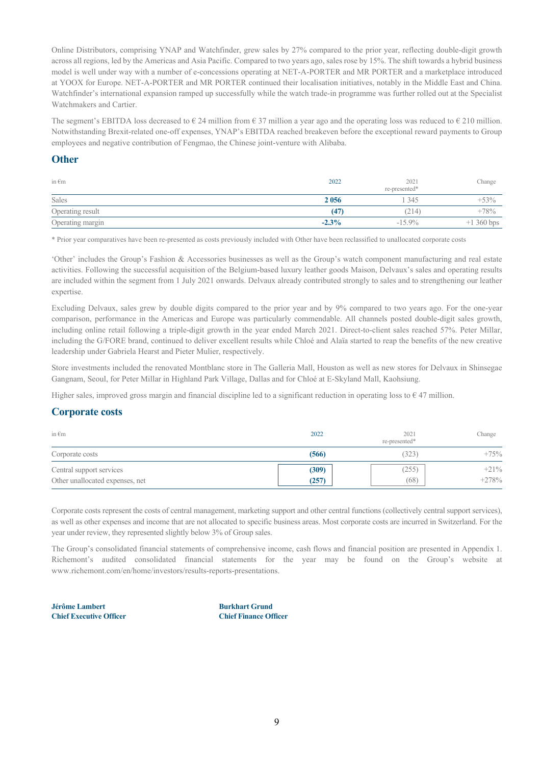Online Distributors, comprising YNAP and Watchfinder, grew sales by 27% compared to the prior year, reflecting double-digit growth across all regions, led by the Americas and Asia Pacific. Compared to two years ago, sales rose by 15%. The shift towards a hybrid business model is well under way with a number of e-concessions operating at NET-A-PORTER and MR PORTER and a marketplace introduced at YOOX for Europe. NET-A-PORTER and MR PORTER continued their localisation initiatives, notably in the Middle East and China. Watchfinder's international expansion ramped up successfully while the watch trade-in programme was further rolled out at the Specialist Watchmakers and Cartier.

The segment's EBITDA loss decreased to € 24 million from € 37 million a year ago and the operating loss was reduced to € 210 million. Notwithstanding Brexit-related one-off expenses, YNAP's EBITDA reached breakeven before the exceptional reward payments to Group employees and negative contribution of Fengmao, the Chinese joint-venture with Alibaba.

## Other

| in €m | 2022 | 2021 re-presented* | Change |
|---|---|---|---|
| Sales | **2 056** | 1 345 | +53% |
| Operating result | **(47)** | (214) | +78% |
| Operating margin | **-2.3%** | -15.9% | +1 360 bps |

\* Prior year comparatives have been re-presented as costs previously included with Other have been reclassified to unallocated corporate costs

'Other' includes the Group's Fashion & Accessories businesses as well as the Group's watch component manufacturing and real estate activities. Following the successful acquisition of the Belgium-based luxury leather goods Maison, Delvaux's sales and operating results are included within the segment from 1 July 2021 onwards. Delvaux already contributed strongly to sales and to strengthening our leather expertise.

Excluding Delvaux, sales grew by double digits compared to the prior year and by 9% compared to two years ago. For the one-year comparison, performance in the Americas and Europe was particularly commendable. All channels posted double-digit sales growth, including online retail following a triple-digit growth in the year ended March 2021. Direct-to-client sales reached 57%. Peter Millar, including the G/FORE brand, continued to deliver excellent results while Chloé and Alaïa started to reap the benefits of the new creative leadership under Gabriela Hearst and Pieter Mulier, respectively.

Store investments included the renovated Montblanc store in The Galleria Mall, Houston as well as new stores for Delvaux in Shinsegae Gangnam, Seoul, for Peter Millar in Highland Park Village, Dallas and for Chloé at E-Skyland Mall, Kaohsiung.

Higher sales, improved gross margin and financial discipline led to a significant reduction in operating loss to € 47 million.

## Corporate costs

| in €m | 2022 | 2021 re-presented* | Change |
|---|---|---|---|
| Corporate costs | **(566)** | (323) | +75% |
| Central support services | **(309)** | (255) | +21% |
| Other unallocated expenses, net | **(257)** | (68) | +278% |

Corporate costs represent the costs of central management, marketing support and other central functions (collectively central support services), as well as other expenses and income that are not allocated to specific business areas. Most corporate costs are incurred in Switzerland. For the year under review, they represented slightly below 3% of Group sales.

The Group's consolidated financial statements of comprehensive income, cash flows and financial position are presented in Appendix 1. Richemont's audited consolidated financial statements for the year may be found on the Group's website at www.richemont.com/en/home/investors/results-reports-presentations.

**Jérôme Lambert**
**Chief Executive Officer**

**Burkhart Grund**
**Chief Finance Officer**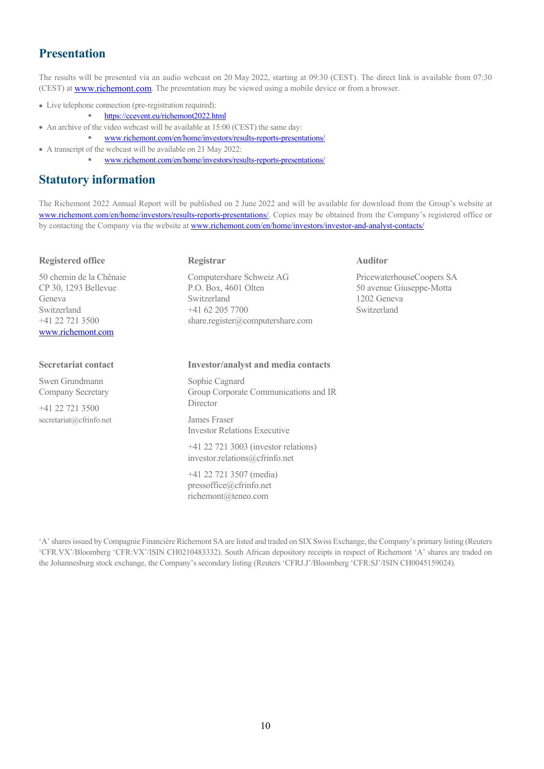## Presentation

The results will be presented via an audio webcast on 20 May 2022, starting at 09:30 (CEST). The direct link is available from 07:30 (CEST) at www.richemont.com. The presentation may be viewed using a mobile device or from a browser.

- Live telephone connection (pre-registration required):
  - https://ccevent.eu/richemont2022.html
- An archive of the video webcast will be available at 15:00 (CEST) the same day:
  - www.richemont.com/en/home/investors/results-reports-presentations/
- A transcript of the webcast will be available on 21 May 2022:
  - www.richemont.com/en/home/investors/results-reports-presentations/

## Statutory information

The Richemont 2022 Annual Report will be published on 2 June 2022 and will be available for download from the Group's website at www.richemont.com/en/home/investors/results-reports-presentations/. Copies may be obtained from the Company's registered office or by contacting the Company via the website at www.richemont.com/en/home/investors/investor-and-analyst-contacts/

**Registered office**

50 chemin de la Chênaie
CP 30, 1293 Bellevue
Geneva
Switzerland
+41 22 721 3500
www.richemont.com

**Registrar**

Computershare Schweiz AG
P.O. Box, 4601 Olten
Switzerland
+41 62 205 7700
share.register@computershare.com

**Auditor**

PricewaterhouseCoopers SA
50 avenue Giuseppe-Motta
1202 Geneva
Switzerland

**Secretariat contact**

Swen Grundmann
Company Secretary

+41 22 721 3500
secretariat@cfrinfo.net

**Investor/analyst and media contacts**

Sophie Cagnard
Group Corporate Communications and IR Director

James Fraser
Investor Relations Executive

+41 22 721 3003 (investor relations)
investor.relations@cfrinfo.net

+41 22 721 3507 (media)
pressoffice@cfrinfo.net
richemont@teneo.com

'A' shares issued by Compagnie Financière Richemont SA are listed and traded on SIX Swiss Exchange, the Company's primary listing (Reuters 'CFR.VX'/Bloomberg 'CFR:VX'/ISIN CH0210483332). South African depository receipts in respect of Richemont 'A' shares are traded on the Johannesburg stock exchange, the Company's secondary listing (Reuters 'CFRJ.J'/Bloomberg 'CFR:SJ'/ISIN CH0045159024).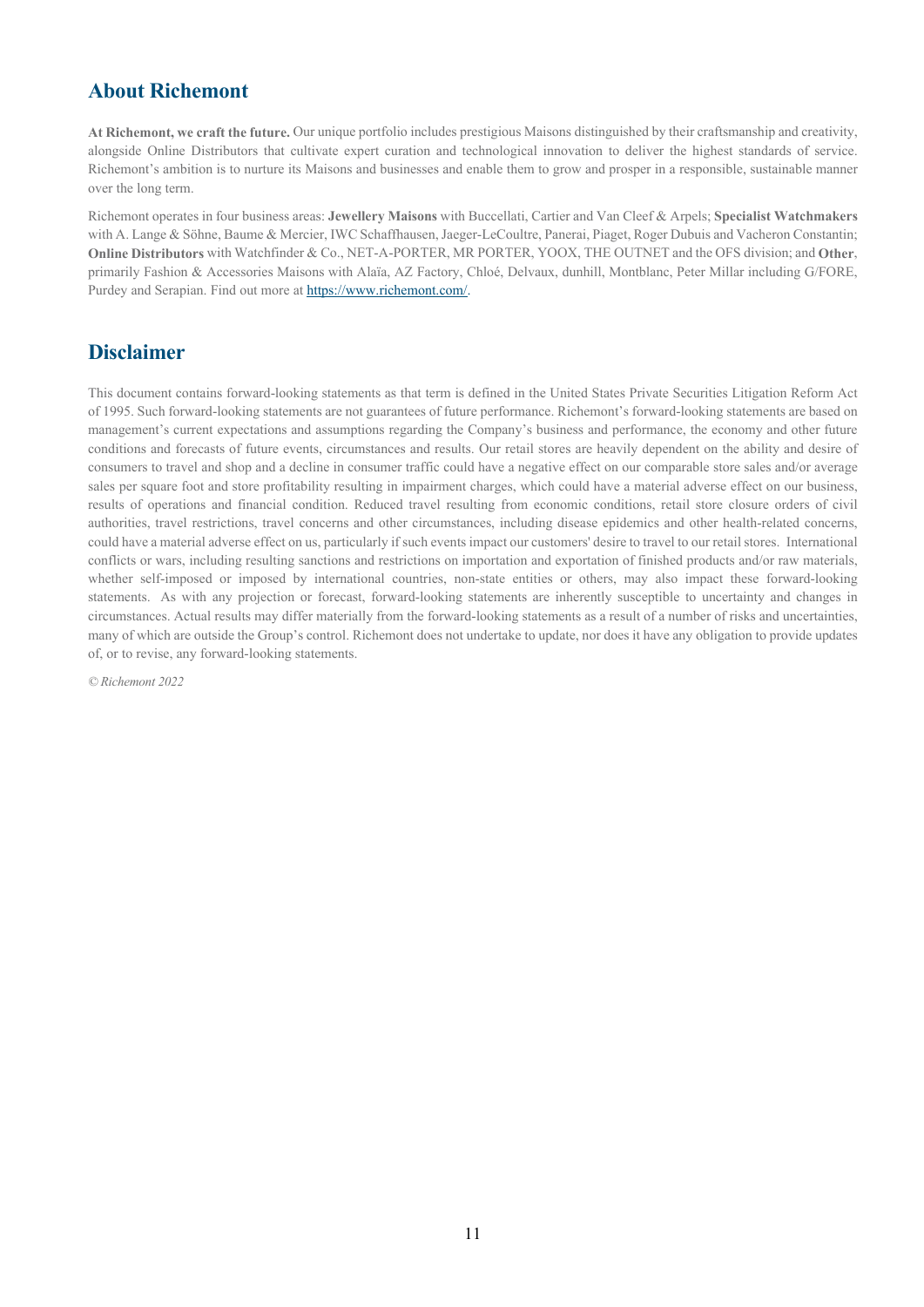## About Richemont

**At Richemont, we craft the future.** Our unique portfolio includes prestigious Maisons distinguished by their craftsmanship and creativity, alongside Online Distributors that cultivate expert curation and technological innovation to deliver the highest standards of service. Richemont's ambition is to nurture its Maisons and businesses and enable them to grow and prosper in a responsible, sustainable manner over the long term.

Richemont operates in four business areas: **Jewellery Maisons** with Buccellati, Cartier and Van Cleef & Arpels; **Specialist Watchmakers** with A. Lange & Söhne, Baume & Mercier, IWC Schaffhausen, Jaeger-LeCoultre, Panerai, Piaget, Roger Dubuis and Vacheron Constantin; **Online Distributors** with Watchfinder & Co., NET-A-PORTER, MR PORTER, YOOX, THE OUTNET and the OFS division; and **Other**, primarily Fashion & Accessories Maisons with Alaïa, AZ Factory, Chloé, Delvaux, dunhill, Montblanc, Peter Millar including G/FORE, Purdey and Serapian. Find out more at https://www.richemont.com/.

## Disclaimer

This document contains forward-looking statements as that term is defined in the United States Private Securities Litigation Reform Act of 1995. Such forward-looking statements are not guarantees of future performance. Richemont's forward-looking statements are based on management's current expectations and assumptions regarding the Company's business and performance, the economy and other future conditions and forecasts of future events, circumstances and results. Our retail stores are heavily dependent on the ability and desire of consumers to travel and shop and a decline in consumer traffic could have a negative effect on our comparable store sales and/or average sales per square foot and store profitability resulting in impairment charges, which could have a material adverse effect on our business, results of operations and financial condition. Reduced travel resulting from economic conditions, retail store closure orders of civil authorities, travel restrictions, travel concerns and other circumstances, including disease epidemics and other health-related concerns, could have a material adverse effect on us, particularly if such events impact our customers' desire to travel to our retail stores. International conflicts or wars, including resulting sanctions and restrictions on importation and exportation of finished products and/or raw materials, whether self-imposed or imposed by international countries, non-state entities or others, may also impact these forward-looking statements. As with any projection or forecast, forward-looking statements are inherently susceptible to uncertainty and changes in circumstances. Actual results may differ materially from the forward-looking statements as a result of a number of risks and uncertainties, many of which are outside the Group's control. Richemont does not undertake to update, nor does it have any obligation to provide updates of, or to revise, any forward-looking statements.

*© Richemont 2022*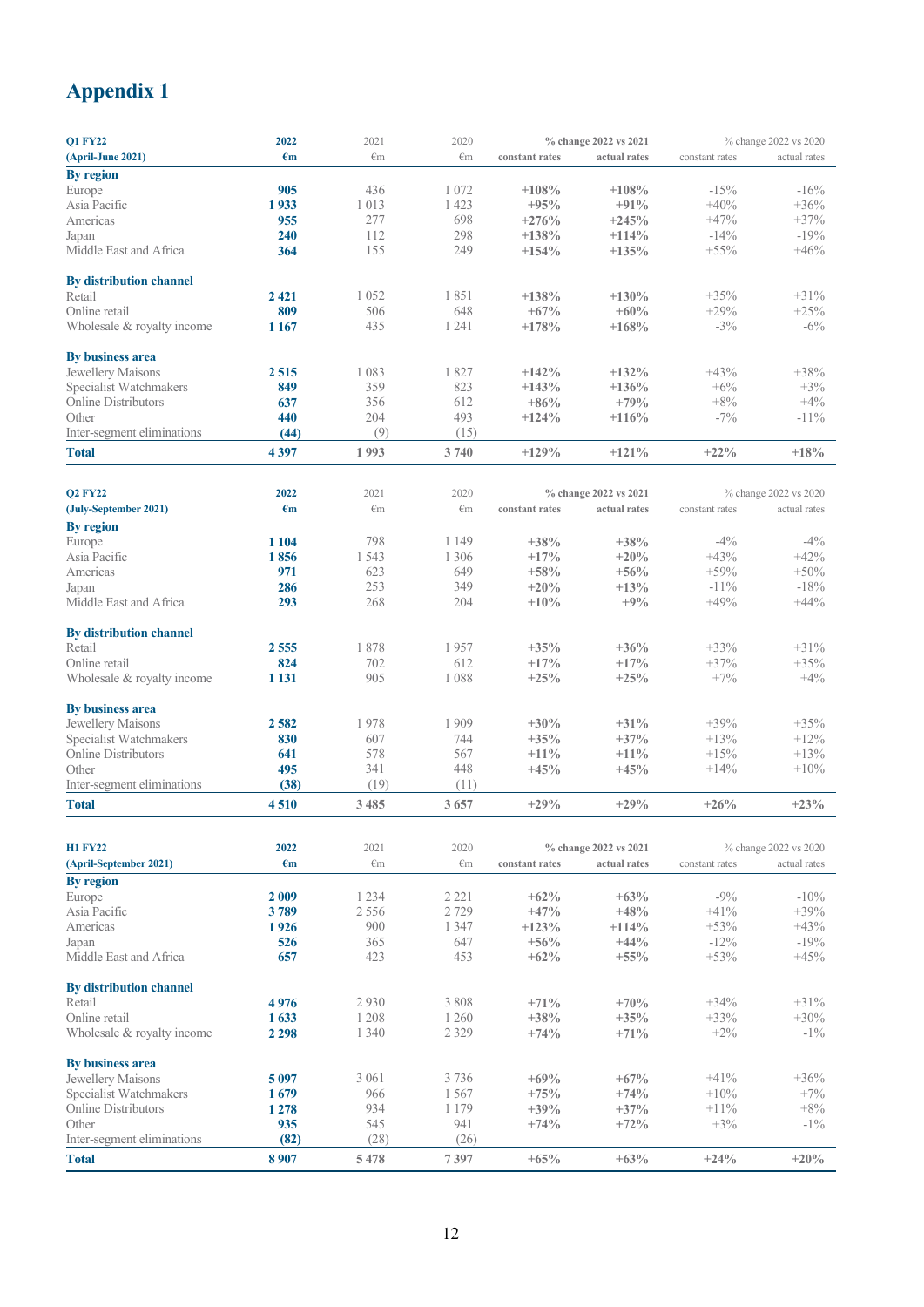# Appendix 1

| Q1 FY22 (April-June 2021) | 2022 €m | 2021 €m | 2020 €m | % change 2022 vs 2021 constant rates | % change 2022 vs 2021 actual rates | % change 2022 vs 2020 constant rates | % change 2022 vs 2020 actual rates |
|---|---|---|---|---|---|---|---|
| **By region** | | | | | | | |
| Europe | **905** | 436 | 1 072 | **+108%** | **+108%** | -15% | -16% |
| Asia Pacific | **1 933** | 1 013 | 1 423 | **+95%** | **+91%** | +40% | +36% |
| Americas | **955** | 277 | 698 | **+276%** | **+245%** | +47% | +37% |
| Japan | **240** | 112 | 298 | **+138%** | **+114%** | -14% | -19% |
| Middle East and Africa | **364** | 155 | 249 | **+154%** | **+135%** | +55% | +46% |
| **By distribution channel** | | | | | | | |
| Retail | **2 421** | 1 052 | 1 851 | **+138%** | **+130%** | +35% | +31% |
| Online retail | **809** | 506 | 648 | **+67%** | **+60%** | +29% | +25% |
| Wholesale & royalty income | **1 167** | 435 | 1 241 | **+178%** | **+168%** | -3% | -6% |
| **By business area** | | | | | | | |
| Jewellery Maisons | **2 515** | 1 083 | 1 827 | **+142%** | **+132%** | +43% | +38% |
| Specialist Watchmakers | **849** | 359 | 823 | **+143%** | **+136%** | +6% | +3% |
| Online Distributors | **637** | 356 | 612 | **+86%** | **+79%** | +8% | +4% |
| Other | **440** | 204 | 493 | **+124%** | **+116%** | -7% | -11% |
| Inter-segment eliminations | **(44)** | (9) | (15) | | | | |
| **Total** | **4 397** | **1 993** | **3 740** | **+129%** | **+121%** | **+22%** | **+18%** |

| Q2 FY22 (July-September 2021) | 2022 €m | 2021 €m | 2020 €m | % change 2022 vs 2021 constant rates | % change 2022 vs 2021 actual rates | % change 2022 vs 2020 constant rates | % change 2022 vs 2020 actual rates |
|---|---|---|---|---|---|---|---|
| **By region** | | | | | | | |
| Europe | **1 104** | 798 | 1 149 | **+38%** | **+38%** | -4% | -4% |
| Asia Pacific | **1 856** | 1 543 | 1 306 | **+17%** | **+20%** | +43% | +42% |
| Americas | **971** | 623 | 649 | **+58%** | **+56%** | +59% | +50% |
| Japan | **286** | 253 | 349 | **+20%** | **+13%** | -11% | -18% |
| Middle East and Africa | **293** | 268 | 204 | **+10%** | **+9%** | +49% | +44% |
| **By distribution channel** | | | | | | | |
| Retail | **2 555** | 1 878 | 1 957 | **+35%** | **+36%** | +33% | +31% |
| Online retail | **824** | 702 | 612 | **+17%** | **+17%** | +37% | +35% |
| Wholesale & royalty income | **1 131** | 905 | 1 088 | **+25%** | **+25%** | +7% | +4% |
| **By business area** | | | | | | | |
| Jewellery Maisons | **2 582** | 1 978 | 1 909 | **+30%** | **+31%** | +39% | +35% |
| Specialist Watchmakers | **830** | 607 | 744 | **+35%** | **+37%** | +13% | +12% |
| Online Distributors | **641** | 578 | 567 | **+11%** | **+11%** | +15% | +13% |
| Other | **495** | 341 | 448 | **+45%** | **+45%** | +14% | +10% |
| Inter-segment eliminations | **(38)** | (19) | (11) | | | | |
| **Total** | **4 510** | **3 485** | **3 657** | **+29%** | **+29%** | **+26%** | **+23%** |

| H1 FY22 (April-September 2021) | 2022 €m | 2021 €m | 2020 €m | % change 2022 vs 2021 constant rates | % change 2022 vs 2021 actual rates | % change 2022 vs 2020 constant rates | % change 2022 vs 2020 actual rates |
|---|---|---|---|---|---|---|---|
| **By region** | | | | | | | |
| Europe | **2 009** | 1 234 | 2 221 | **+62%** | **+63%** | -9% | -10% |
| Asia Pacific | **3 789** | 2 556 | 2 729 | **+47%** | **+48%** | +41% | +39% |
| Americas | **1 926** | 900 | 1 347 | **+123%** | **+114%** | +53% | +43% |
| Japan | **526** | 365 | 647 | **+56%** | **+44%** | -12% | -19% |
| Middle East and Africa | **657** | 423 | 453 | **+62%** | **+55%** | +53% | +45% |
| **By distribution channel** | | | | | | | |
| Retail | **4 976** | 2 930 | 3 808 | **+71%** | **+70%** | +34% | +31% |
| Online retail | **1 633** | 1 208 | 1 260 | **+38%** | **+35%** | +33% | +30% |
| Wholesale & royalty income | **2 298** | 1 340 | 2 329 | **+74%** | **+71%** | +2% | -1% |
| **By business area** | | | | | | | |
| Jewellery Maisons | **5 097** | 3 061 | 3 736 | **+69%** | **+67%** | +41% | +36% |
| Specialist Watchmakers | **1 679** | 966 | 1 567 | **+75%** | **+74%** | +10% | +7% |
| Online Distributors | **1 278** | 934 | 1 179 | **+39%** | **+37%** | +11% | +8% |
| Other | **935** | 545 | 941 | **+74%** | **+72%** | +3% | -1% |
| Inter-segment eliminations | **(82)** | (28) | (26) | | | | |
| **Total** | **8 907** | **5 478** | **7 397** | **+65%** | **+63%** | **+24%** | **+20%** |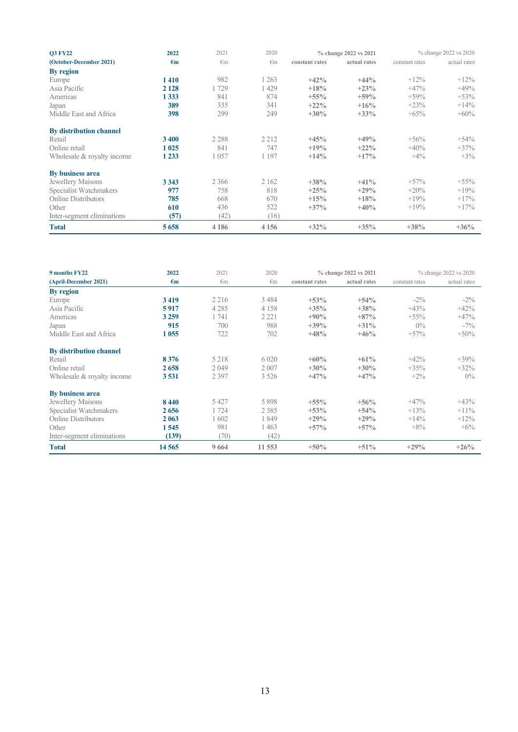| Q3 FY22 | 2022 | 2021 | 2020 | % change 2022 vs 2021 | | % change 2022 vs 2020 | |
|---|---|---|---|---|---|---|---|
| (October-December 2021) | €m | €m | €m | constant rates | actual rates | constant rates | actual rates |
| **By region** | | | | | | | |
| Europe | **1 410** | 982 | 1 263 | **+42%** | **+44%** | +12% | +12% |
| Asia Pacific | **2 128** | 1 729 | 1 429 | **+18%** | **+23%** | +47% | +49% |
| Americas | **1 333** | 841 | 874 | **+55%** | **+59%** | +59% | +53% |
| Japan | **389** | 335 | 341 | **+22%** | **+16%** | +23% | +14% |
| Middle East and Africa | **398** | 299 | 249 | **+30%** | **+33%** | +65% | +60% |
| **By distribution channel** | | | | | | | |
| Retail | **3 400** | 2 288 | 2 212 | **+45%** | **+49%** | +56% | +54% |
| Online retail | **1 025** | 841 | 747 | **+19%** | **+22%** | +40% | +37% |
| Wholesale & royalty income | **1 233** | 1 057 | 1 197 | **+14%** | **+17%** | +4% | +3% |
| **By business area** | | | | | | | |
| Jewellery Maisons | **3 343** | 2 366 | 2 162 | **+38%** | **+41%** | +57% | +55% |
| Specialist Watchmakers | **977** | 758 | 818 | **+25%** | **+29%** | +20% | +19% |
| Online Distributors | **785** | 668 | 670 | **+15%** | **+18%** | +19% | +17% |
| Other | **610** | 436 | 522 | **+37%** | **+40%** | +19% | +17% |
| Inter-segment eliminations | **(57)** | (42) | (16) | | | | |
| **Total** | **5 658** | **4 186** | **4 156** | **+32%** | **+35%** | **+38%** | **+36%** |

| 9 months FY22 | 2022 | 2021 | 2020 | % change 2022 vs 2021 | | % change 2022 vs 2020 | |
|---|---|---|---|---|---|---|---|
| (April-December 2021) | €m | €m | €m | constant rates | actual rates | constant rates | actual rates |
| **By region** | | | | | | | |
| Europe | **3 419** | 2 216 | 3 484 | **+53%** | **+54%** | -2% | -2% |
| Asia Pacific | **5 917** | 4 285 | 4 158 | **+35%** | **+38%** | +43% | +42% |
| Americas | **3 259** | 1 741 | 2 221 | **+90%** | **+87%** | +55% | +47% |
| Japan | **915** | 700 | 988 | **+39%** | **+31%** | 0% | -7% |
| Middle East and Africa | **1 055** | 722 | 702 | **+48%** | **+46%** | +57% | +50% |
| **By distribution channel** | | | | | | | |
| Retail | **8 376** | 5 218 | 6 020 | **+60%** | **+61%** | +42% | +39% |
| Online retail | **2 658** | 2 049 | 2 007 | **+30%** | **+30%** | +35% | +32% |
| Wholesale & royalty income | **3 531** | 2 397 | 3 526 | **+47%** | **+47%** | +2% | 0% |
| **By business area** | | | | | | | |
| Jewellery Maisons | **8 440** | 5 427 | 5 898 | **+55%** | **+56%** | +47% | +43% |
| Specialist Watchmakers | **2 656** | 1 724 | 2 385 | **+53%** | **+54%** | +13% | +11% |
| Online Distributors | **2 063** | 1 602 | 1 849 | **+29%** | **+29%** | +14% | +12% |
| Other | **1 545** | 981 | 1 463 | **+57%** | **+57%** | +8% | +6% |
| Inter-segment eliminations | **(139)** | (70) | (42) | | | | |
| **Total** | **14 565** | **9 664** | **11 553** | **+50%** | **+51%** | **+29%** | **+26%** |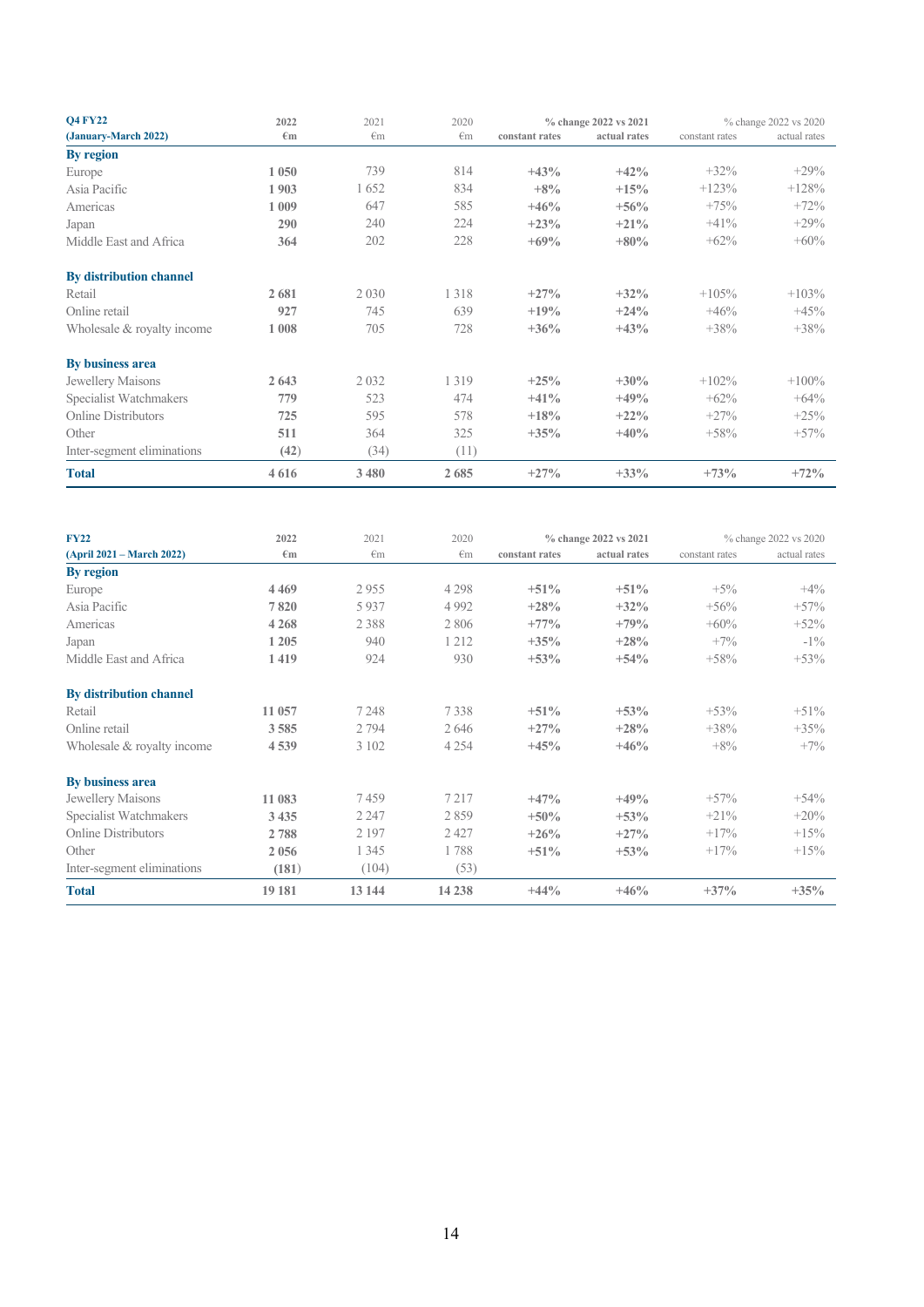| Q4 FY22 (January-March 2022) | 2022 €m | 2021 €m | 2020 €m | % change 2022 vs 2021 constant rates | % change 2022 vs 2021 actual rates | % change 2022 vs 2020 constant rates | % change 2022 vs 2020 actual rates |
|---|---|---|---|---|---|---|---|
| **By region** | | | | | | | |
| Europe | **1 050** | 739 | 814 | **+43%** | **+42%** | +32% | +29% |
| Asia Pacific | **1 903** | 1 652 | 834 | **+8%** | **+15%** | +123% | +128% |
| Americas | **1 009** | 647 | 585 | **+46%** | **+56%** | +75% | +72% |
| Japan | **290** | 240 | 224 | **+23%** | **+21%** | +41% | +29% |
| Middle East and Africa | **364** | 202 | 228 | **+69%** | **+80%** | +62% | +60% |
| **By distribution channel** | | | | | | | |
| Retail | **2 681** | 2 030 | 1 318 | **+27%** | **+32%** | +105% | +103% |
| Online retail | **927** | 745 | 639 | **+19%** | **+24%** | +46% | +45% |
| Wholesale & royalty income | **1 008** | 705 | 728 | **+36%** | **+43%** | +38% | +38% |
| **By business area** | | | | | | | |
| Jewellery Maisons | **2 643** | 2 032 | 1 319 | **+25%** | **+30%** | +102% | +100% |
| Specialist Watchmakers | **779** | 523 | 474 | **+41%** | **+49%** | +62% | +64% |
| Online Distributors | **725** | 595 | 578 | **+18%** | **+22%** | +27% | +25% |
| Other | **511** | 364 | 325 | **+35%** | **+40%** | +58% | +57% |
| Inter-segment eliminations | **(42)** | (34) | (11) | | | | |
| **Total** | **4 616** | **3 480** | **2 685** | **+27%** | **+33%** | **+73%** | **+72%** |

| FY22 (April 2021 – March 2022) | 2022 €m | 2021 €m | 2020 €m | % change 2022 vs 2021 constant rates | % change 2022 vs 2021 actual rates | % change 2022 vs 2020 constant rates | % change 2022 vs 2020 actual rates |
|---|---|---|---|---|---|---|---|
| **By region** | | | | | | | |
| Europe | **4 469** | 2 955 | 4 298 | **+51%** | **+51%** | +5% | +4% |
| Asia Pacific | **7 820** | 5 937 | 4 992 | **+28%** | **+32%** | +56% | +57% |
| Americas | **4 268** | 2 388 | 2 806 | **+77%** | **+79%** | +60% | +52% |
| Japan | **1 205** | 940 | 1 212 | **+35%** | **+28%** | +7% | -1% |
| Middle East and Africa | **1 419** | 924 | 930 | **+53%** | **+54%** | +58% | +53% |
| **By distribution channel** | | | | | | | |
| Retail | **11 057** | 7 248 | 7 338 | **+51%** | **+53%** | +53% | +51% |
| Online retail | **3 585** | 2 794 | 2 646 | **+27%** | **+28%** | +38% | +35% |
| Wholesale & royalty income | **4 539** | 3 102 | 4 254 | **+45%** | **+46%** | +8% | +7% |
| **By business area** | | | | | | | |
| Jewellery Maisons | **11 083** | 7 459 | 7 217 | **+47%** | **+49%** | +57% | +54% |
| Specialist Watchmakers | **3 435** | 2 247 | 2 859 | **+50%** | **+53%** | +21% | +20% |
| Online Distributors | **2 788** | 2 197 | 2 427 | **+26%** | **+27%** | +17% | +15% |
| Other | **2 056** | 1 345 | 1 788 | **+51%** | **+53%** | +17% | +15% |
| Inter-segment eliminations | **(181)** | (104) | (53) | | | | |
| **Total** | **19 181** | **13 144** | **14 238** | **+44%** | **+46%** | **+37%** | **+35%** |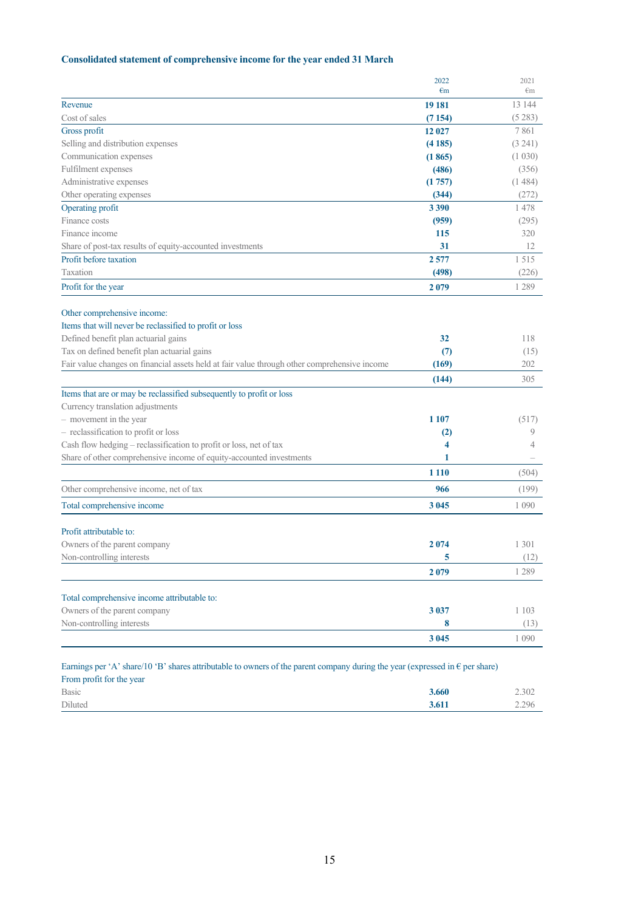## Consolidated statement of comprehensive income for the year ended 31 March

| | 2022<br>€m | 2021<br>€m |
|---|---|---|
| Revenue | **19 181** | 13 144 |
| Cost of sales | **(7 154)** | (5 283) |
| Gross profit | **12 027** | 7 861 |
| Selling and distribution expenses | **(4 185)** | (3 241) |
| Communication expenses | **(1 865)** | (1 030) |
| Fulfilment expenses | **(486)** | (356) |
| Administrative expenses | **(1 757)** | (1 484) |
| Other operating expenses | **(344)** | (272) |
| Operating profit | **3 390** | 1 478 |
| Finance costs | **(959)** | (295) |
| Finance income | **115** | 320 |
| Share of post-tax results of equity-accounted investments | **31** | 12 |
| Profit before taxation | **2 577** | 1 515 |
| Taxation | **(498)** | (226) |
| Profit for the year | **2 079** | 1 289 |
| | | |
| Other comprehensive income: | | |
| Items that will never be reclassified to profit or loss | | |
| Defined benefit plan actuarial gains | **32** | 118 |
| Tax on defined benefit plan actuarial gains | **(7)** | (15) |
| Fair value changes on financial assets held at fair value through other comprehensive income | **(169)** | 202 |
| | **(144)** | 305 |
| Items that are or may be reclassified subsequently to profit or loss | | |
| Currency translation adjustments | | |
| – movement in the year | **1 107** | (517) |
| – reclassification to profit or loss | **(2)** | 9 |
| Cash flow hedging – reclassification to profit or loss, net of tax | **4** | 4 |
| Share of other comprehensive income of equity-accounted investments | **1** | – |
| | **1 110** | (504) |
| Other comprehensive income, net of tax | **966** | (199) |
| Total comprehensive income | **3 045** | 1 090 |
| | | |
| Profit attributable to: | | |
| Owners of the parent company | **2 074** | 1 301 |
| Non-controlling interests | **5** | (12) |
| | **2 079** | 1 289 |
| | | |
| Total comprehensive income attributable to: | | |
| Owners of the parent company | **3 037** | 1 103 |
| Non-controlling interests | **8** | (13) |
| | **3 045** | 1 090 |
| | | |
| Earnings per 'A' share/10 'B' shares attributable to owners of the parent company during the year (expressed in € per share) | | |
| From profit for the year | | |
| Basic | **3.660** | 2.302 |
| Diluted | **3.611** | 2.296 |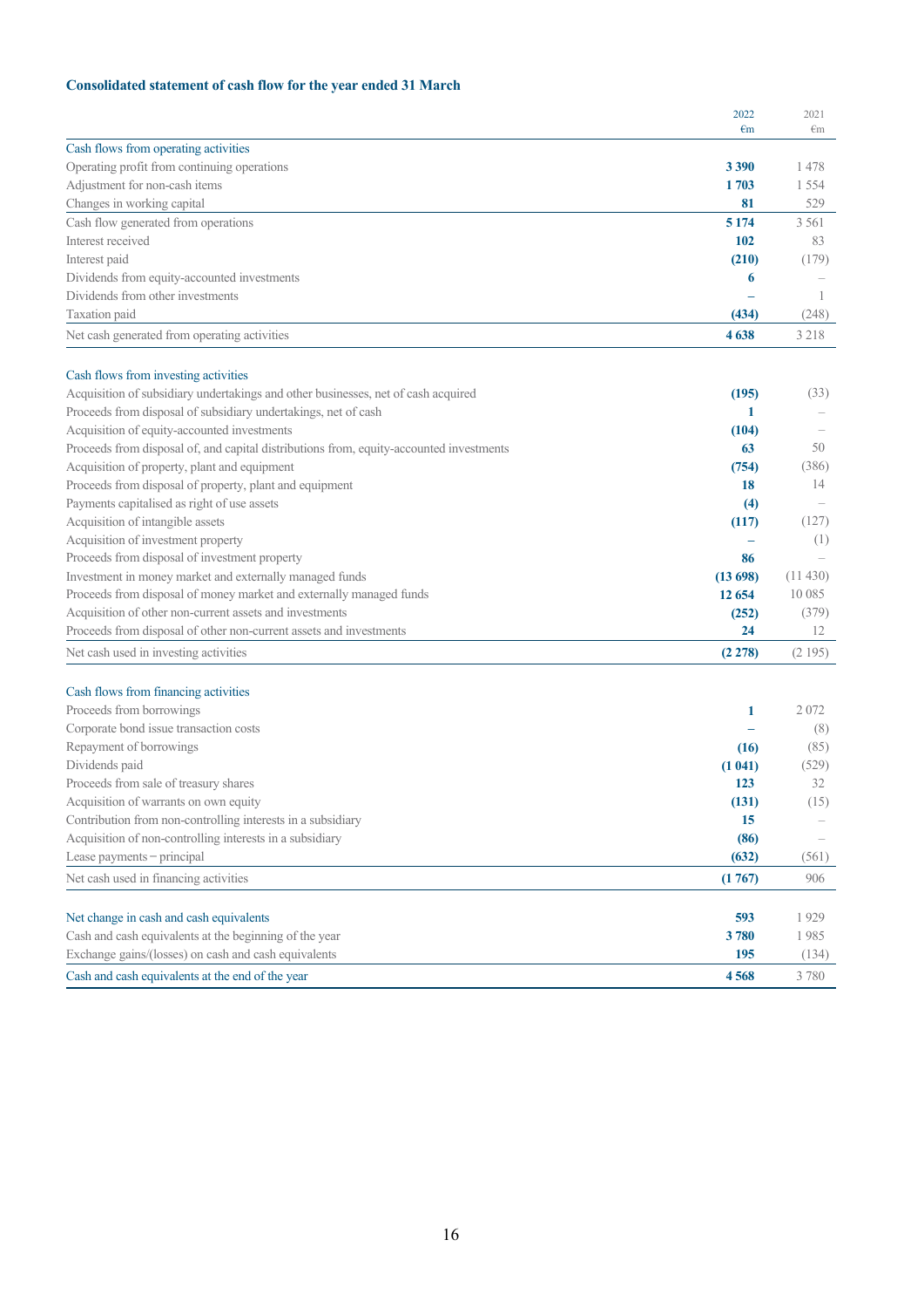### Consolidated statement of cash flow for the year ended 31 March

| | 2022 €m | 2021 €m |
|---|---|---|
| **Cash flows from operating activities** | | |
| Operating profit from continuing operations | **3 390** | 1 478 |
| Adjustment for non-cash items | **1 703** | 1 554 |
| Changes in working capital | **81** | 529 |
| Cash flow generated from operations | **5 174** | 3 561 |
| Interest received | **102** | 83 |
| Interest paid | **(210)** | (179) |
| Dividends from equity-accounted investments | **6** | – |
| Dividends from other investments | **–** | 1 |
| Taxation paid | **(434)** | (248) |
| Net cash generated from operating activities | **4 638** | 3 218 |
| **Cash flows from investing activities** | | |
| Acquisition of subsidiary undertakings and other businesses, net of cash acquired | **(195)** | (33) |
| Proceeds from disposal of subsidiary undertakings, net of cash | **1** | – |
| Acquisition of equity-accounted investments | **(104)** | – |
| Proceeds from disposal of, and capital distributions from, equity-accounted investments | **63** | 50 |
| Acquisition of property, plant and equipment | **(754)** | (386) |
| Proceeds from disposal of property, plant and equipment | **18** | 14 |
| Payments capitalised as right of use assets | **(4)** | – |
| Acquisition of intangible assets | **(117)** | (127) |
| Acquisition of investment property | **–** | (1) |
| Proceeds from disposal of investment property | **86** | – |
| Investment in money market and externally managed funds | **(13 698)** | (11 430) |
| Proceeds from disposal of money market and externally managed funds | **12 654** | 10 085 |
| Acquisition of other non-current assets and investments | **(252)** | (379) |
| Proceeds from disposal of other non-current assets and investments | **24** | 12 |
| Net cash used in investing activities | **(2 278)** | (2 195) |
| **Cash flows from financing activities** | | |
| Proceeds from borrowings | **1** | 2 072 |
| Corporate bond issue transaction costs | **–** | (8) |
| Repayment of borrowings | **(16)** | (85) |
| Dividends paid | **(1 041)** | (529) |
| Proceeds from sale of treasury shares | **123** | 32 |
| Acquisition of warrants on own equity | **(131)** | (15) |
| Contribution from non-controlling interests in a subsidiary | **15** | – |
| Acquisition of non-controlling interests in a subsidiary | **(86)** | – |
| Lease payments – principal | **(632)** | (561) |
| Net cash used in financing activities | **(1 767)** | 906 |
| Net change in cash and cash equivalents | **593** | 1 929 |
| Cash and cash equivalents at the beginning of the year | **3 780** | 1 985 |
| Exchange gains/(losses) on cash and cash equivalents | **195** | (134) |
| Cash and cash equivalents at the end of the year | **4 568** | 3 780 |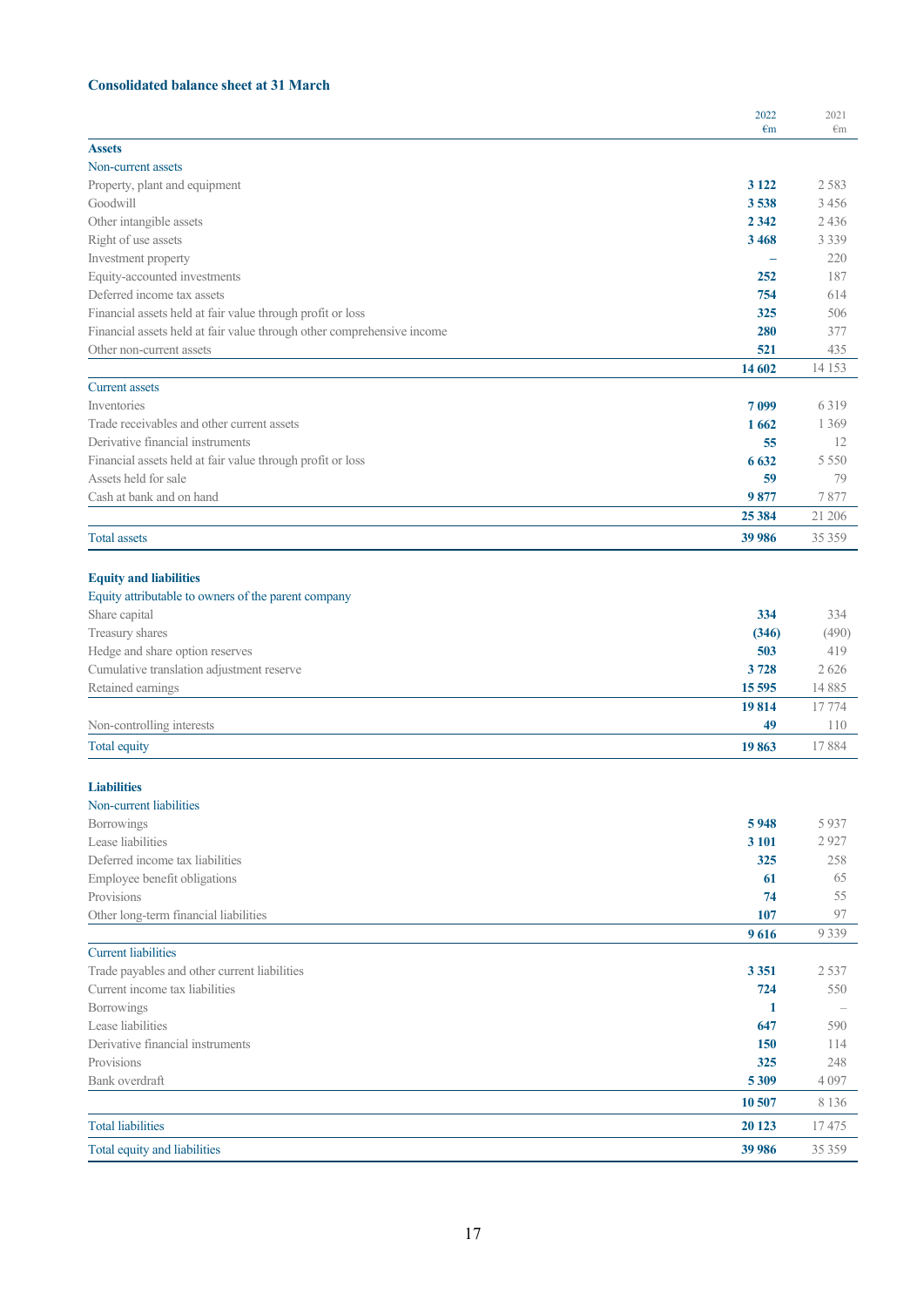### Consolidated balance sheet at 31 March

| | 2022 €m | 2021 €m |
|---|---|---|
| **Assets** | | |
| Non-current assets | | |
| Property, plant and equipment | **3 122** | 2 583 |
| Goodwill | **3 538** | 3 456 |
| Other intangible assets | **2 342** | 2 436 |
| Right of use assets | **3 468** | 3 339 |
| Investment property | – | 220 |
| Equity-accounted investments | **252** | 187 |
| Deferred income tax assets | **754** | 614 |
| Financial assets held at fair value through profit or loss | **325** | 506 |
| Financial assets held at fair value through other comprehensive income | **280** | 377 |
| Other non-current assets | **521** | 435 |
| | **14 602** | 14 153 |
| Current assets | | |
| Inventories | **7 099** | 6 319 |
| Trade receivables and other current assets | **1 662** | 1 369 |
| Derivative financial instruments | **55** | 12 |
| Financial assets held at fair value through profit or loss | **6 632** | 5 550 |
| Assets held for sale | **59** | 79 |
| Cash at bank and on hand | **9 877** | 7 877 |
| | **25 384** | 21 206 |
| Total assets | **39 986** | 35 359 |
| | | |
| **Equity and liabilities** | | |
| Equity attributable to owners of the parent company | | |
| Share capital | **334** | 334 |
| Treasury shares | **(346)** | (490) |
| Hedge and share option reserves | **503** | 419 |
| Cumulative translation adjustment reserve | **3 728** | 2 626 |
| Retained earnings | **15 595** | 14 885 |
| | **19 814** | 17 774 |
| Non-controlling interests | **49** | 110 |
| Total equity | **19 863** | 17 884 |
| | | |
| **Liabilities** | | |
| Non-current liabilities | | |
| Borrowings | **5 948** | 5 937 |
| Lease liabilities | **3 101** | 2 927 |
| Deferred income tax liabilities | **325** | 258 |
| Employee benefit obligations | **61** | 65 |
| Provisions | **74** | 55 |
| Other long-term financial liabilities | **107** | 97 |
| | **9 616** | 9 339 |
| Current liabilities | | |
| Trade payables and other current liabilities | **3 351** | 2 537 |
| Current income tax liabilities | **724** | 550 |
| Borrowings | **1** | – |
| Lease liabilities | **647** | 590 |
| Derivative financial instruments | **150** | 114 |
| Provisions | **325** | 248 |
| Bank overdraft | **5 309** | 4 097 |
| | **10 507** | 8 136 |
| Total liabilities | **20 123** | 17 475 |
| Total equity and liabilities | **39 986** | 35 359 |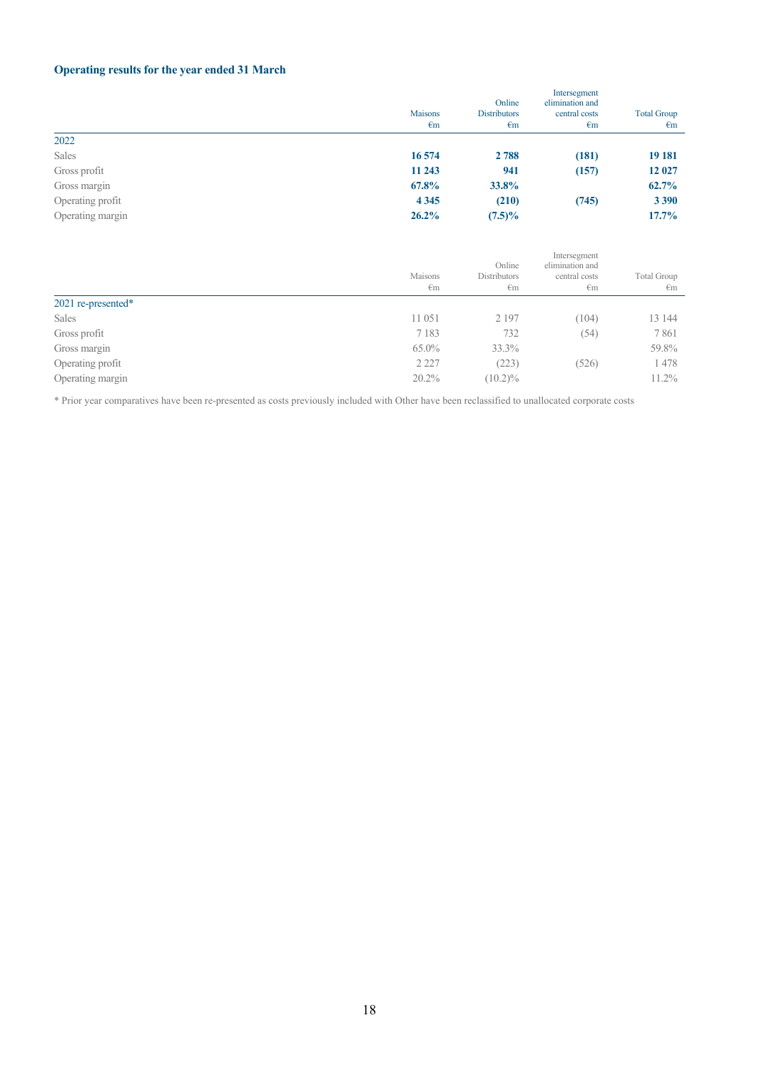### Operating results for the year ended 31 March

| | Maisons €m | Online Distributors €m | Intersegment elimination and central costs €m | Total Group €m |
|---|---|---|---|---|
| **2022** | | | | |
| Sales | **16 574** | **2 788** | **(181)** | **19 181** |
| Gross profit | **11 243** | **941** | **(157)** | **12 027** |
| Gross margin | **67.8%** | **33.8%** | | **62.7%** |
| Operating profit | **4 345** | **(210)** | **(745)** | **3 390** |
| Operating margin | **26.2%** | **(7.5)%** | | **17.7%** |

| | Maisons €m | Online Distributors €m | Intersegment elimination and central costs €m | Total Group €m |
|---|---|---|---|---|
| 2021 re-presented* | | | | |
| Sales | 11 051 | 2 197 | (104) | 13 144 |
| Gross profit | 7 183 | 732 | (54) | 7 861 |
| Gross margin | 65.0% | 33.3% | | 59.8% |
| Operating profit | 2 227 | (223) | (526) | 1 478 |
| Operating margin | 20.2% | (10.2)% | | 11.2% |

* Prior year comparatives have been re-presented as costs previously included with Other have been reclassified to unallocated corporate costs